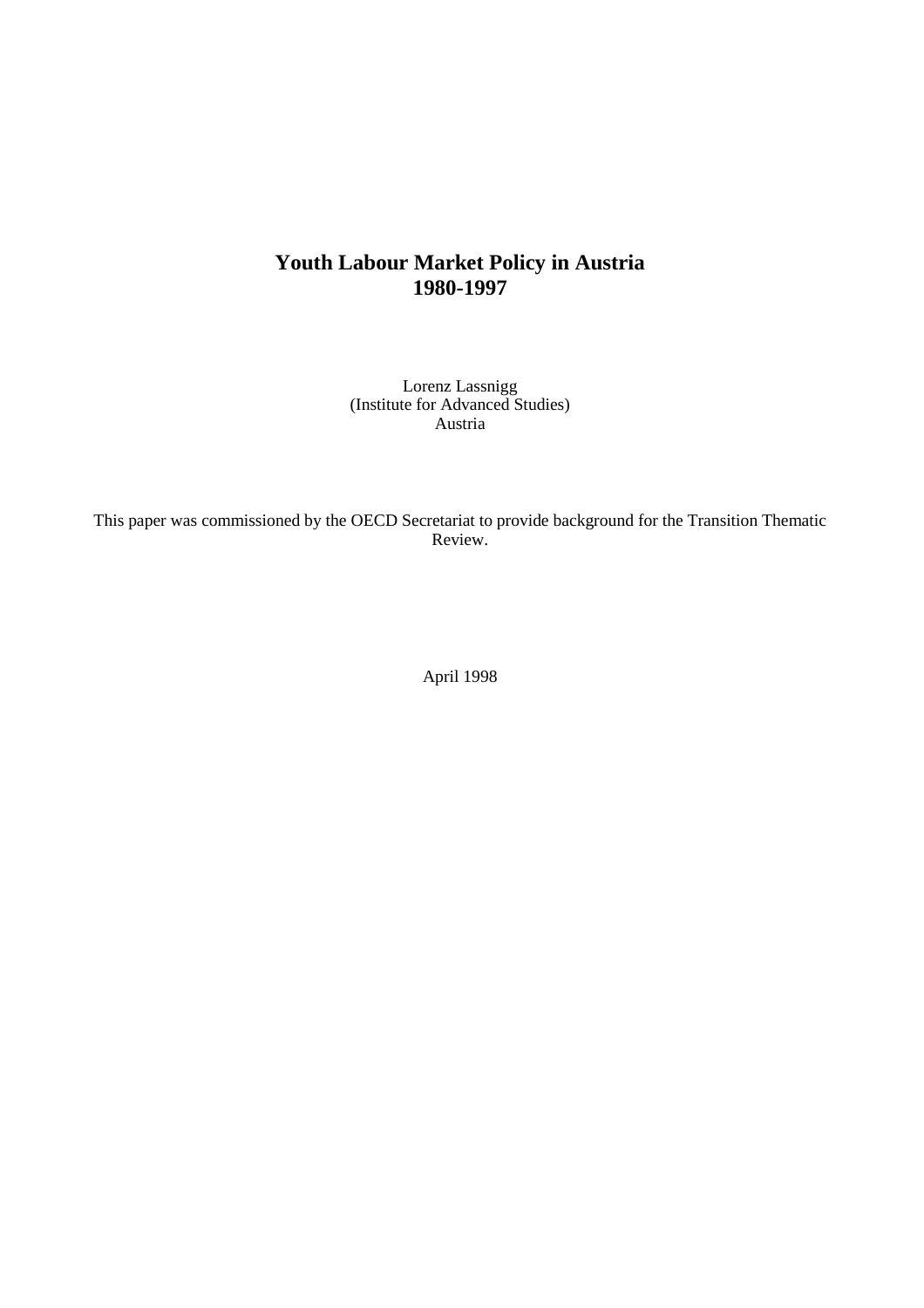# Youth Labour Market Policy in Austria 1980-1997

Lorenz Lassnigg
(Institute for Advanced Studies)
Austria

This paper was commissioned by the OECD Secretariat to provide background for the Transition Thematic Review.

April 1998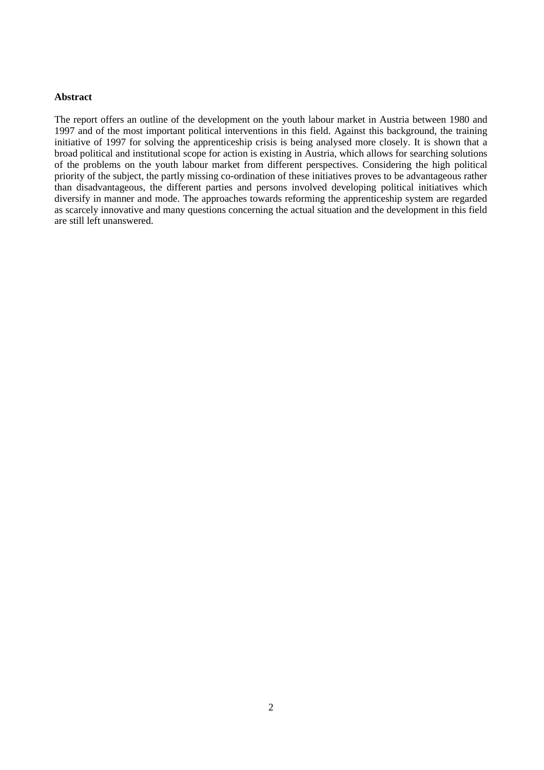**Abstract**

The report offers an outline of the development on the youth labour market in Austria between 1980 and 1997 and of the most important political interventions in this field. Against this background, the training initiative of 1997 for solving the apprenticeship crisis is being analysed more closely. It is shown that a broad political and institutional scope for action is existing in Austria, which allows for searching solutions of the problems on the youth labour market from different perspectives. Considering the high political priority of the subject, the partly missing co-ordination of these initiatives proves to be advantageous rather than disadvantageous, the different parties and persons involved developing political initiatives which diversify in manner and mode. The approaches towards reforming the apprenticeship system are regarded as scarcely innovative and many questions concerning the actual situation and the development in this field are still left unanswered.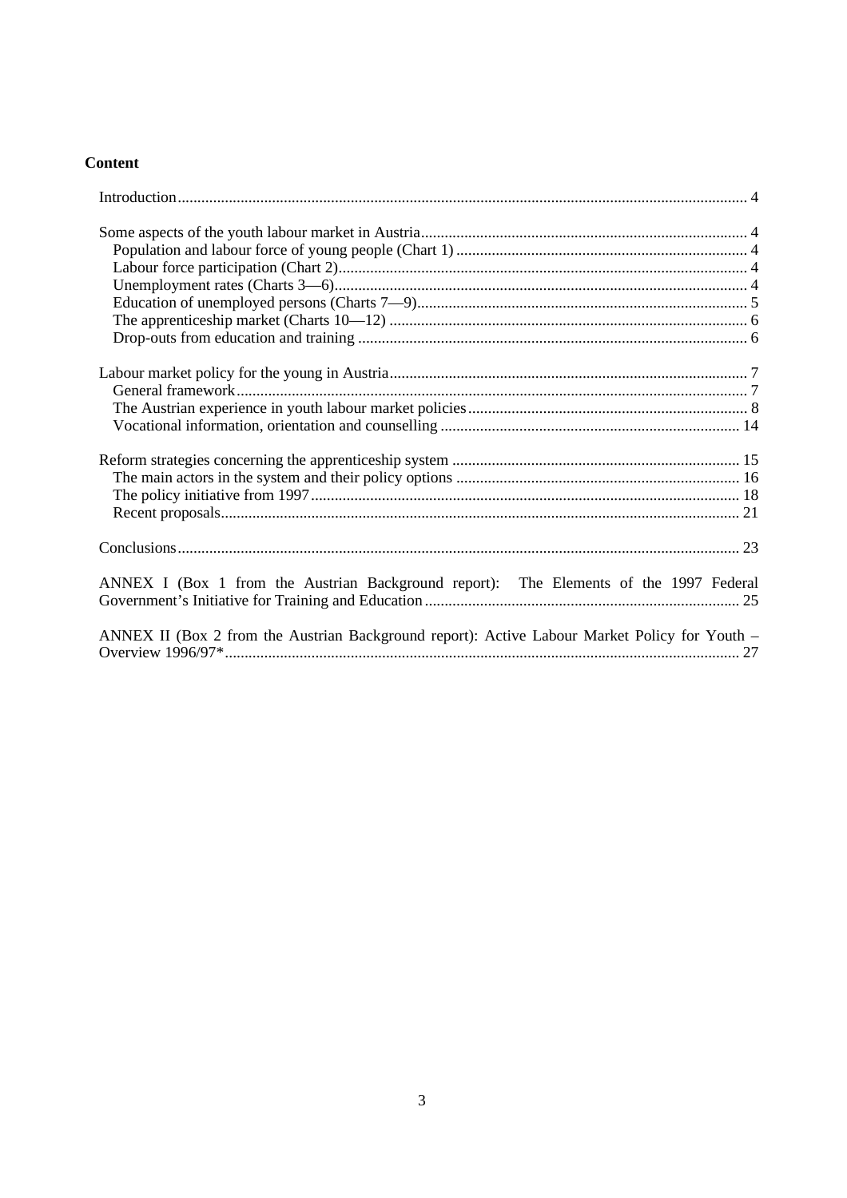**Content**

Introduction .... 4

Some aspects of the youth labour market in Austria .... 4
- Population and labour force of young people (Chart 1) .... 4
- Labour force participation (Chart 2) .... 4
- Unemployment rates (Charts 3—6) .... 4
- Education of unemployed persons (Charts 7—9) .... 5
- The apprenticeship market (Charts 10—12) .... 6
- Drop-outs from education and training .... 6

Labour market policy for the young in Austria .... 7
- General framework .... 7
- The Austrian experience in youth labour market policies .... 8
- Vocational information, orientation and counselling .... 14

Reform strategies concerning the apprenticeship system .... 15
- The main actors in the system and their policy options .... 16
- The policy initiative from 1997 .... 18
- Recent proposals .... 21

Conclusions .... 23

ANNEX I (Box 1 from the Austrian Background report): The Elements of the 1997 Federal Government's Initiative for Training and Education .... 25

ANNEX II (Box 2 from the Austrian Background report): Active Labour Market Policy for Youth – Overview 1996/97* .... 27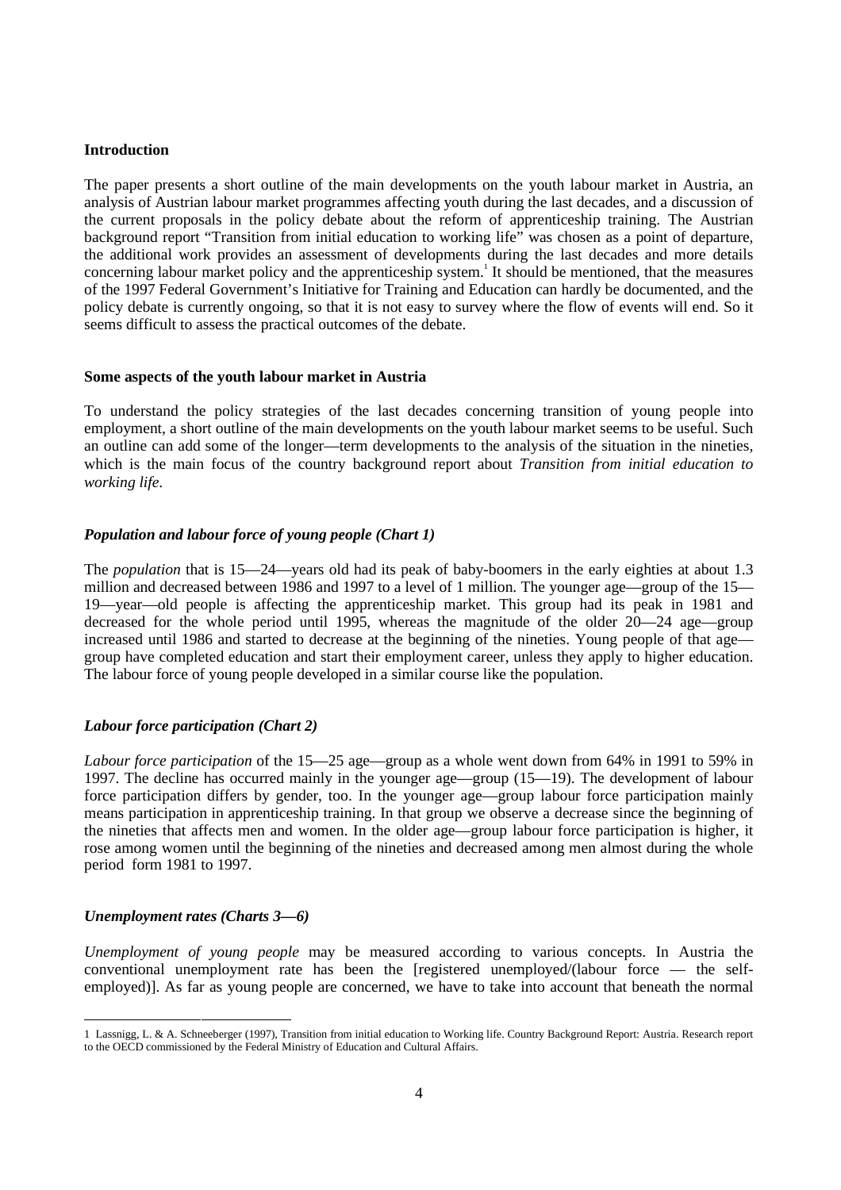### Introduction

The paper presents a short outline of the main developments on the youth labour market in Austria, an analysis of Austrian labour market programmes affecting youth during the last decades, and a discussion of the current proposals in the policy debate about the reform of apprenticeship training. The Austrian background report "Transition from initial education to working life" was chosen as a point of departure, the additional work provides an assessment of developments during the last decades and more details concerning labour market policy and the apprenticeship system.[1] It should be mentioned, that the measures of the 1997 Federal Government's Initiative for Training and Education can hardly be documented, and the policy debate is currently ongoing, so that it is not easy to survey where the flow of events will end. So it seems difficult to assess the practical outcomes of the debate.

### Some aspects of the youth labour market in Austria

To understand the policy strategies of the last decades concerning transition of young people into employment, a short outline of the main developments on the youth labour market seems to be useful. Such an outline can add some of the longer—term developments to the analysis of the situation in the nineties, which is the main focus of the country background report about *Transition from initial education to working life.*

#### *Population and labour force of young people (Chart 1)*

The *population* that is 15—24—years old had its peak of baby-boomers in the early eighties at about 1.3 million and decreased between 1986 and 1997 to a level of 1 million. The younger age—group of the 15—19—year—old people is affecting the apprenticeship market. This group had its peak in 1981 and decreased for the whole period until 1995, whereas the magnitude of the older 20—24 age—group increased until 1986 and started to decrease at the beginning of the nineties. Young people of that age—group have completed education and start their employment career, unless they apply to higher education. The labour force of young people developed in a similar course like the population.

#### *Labour force participation (Chart 2)*

*Labour force participation* of the 15—25 age—group as a whole went down from 64% in 1991 to 59% in 1997. The decline has occurred mainly in the younger age—group (15—19). The development of labour force participation differs by gender, too. In the younger age—group labour force participation mainly means participation in apprenticeship training. In that group we observe a decrease since the beginning of the nineties that affects men and women. In the older age—group labour force participation is higher, it rose among women until the beginning of the nineties and decreased among men almost during the whole period form 1981 to 1997.

#### *Unemployment rates (Charts 3—6)*

*Unemployment of young people* may be measured according to various concepts. In Austria the conventional unemployment rate has been the [registered unemployed/(labour force — the self-employed)]. As far as young people are concerned, we have to take into account that beneath the normal

---

1 Lassnigg, L. & A. Schneeberger (1997), Transition from initial education to Working life. Country Background Report: Austria. Research report to the OECD commissioned by the Federal Ministry of Education and Cultural Affairs.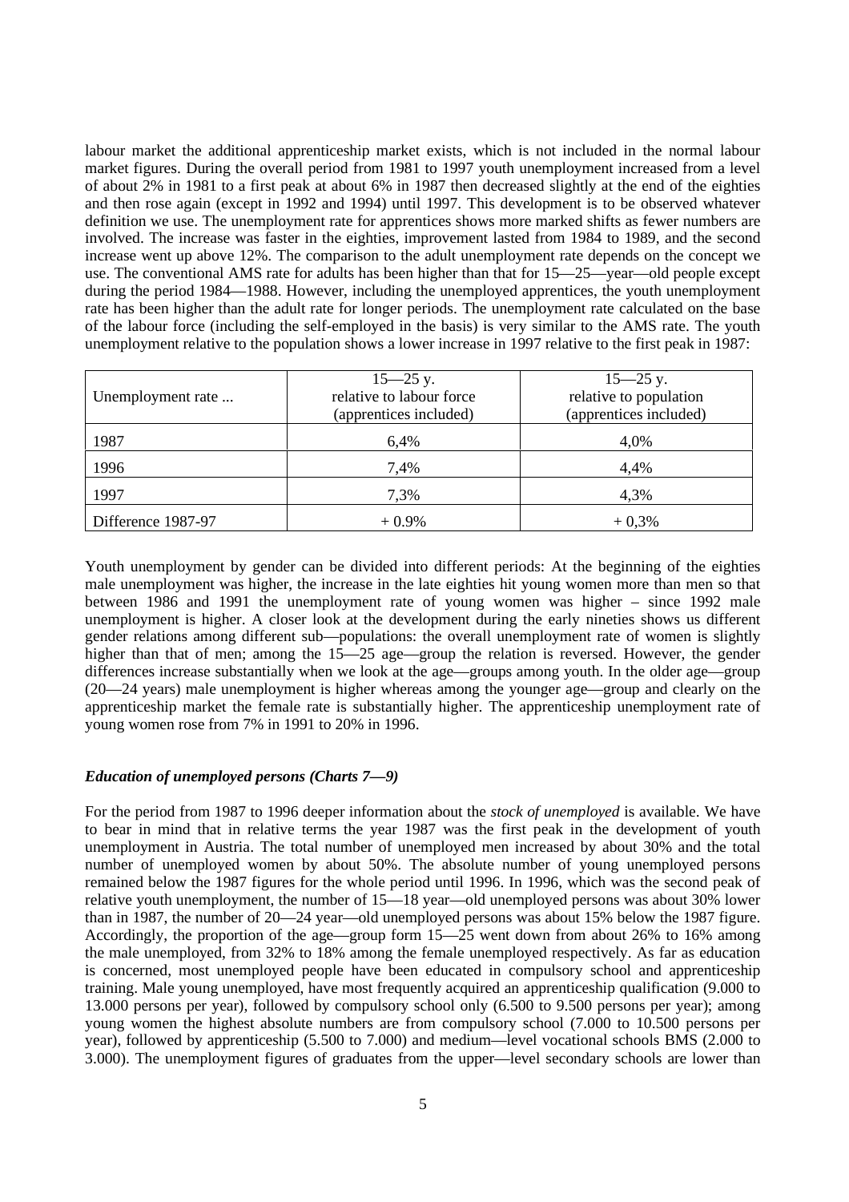labour market the additional apprenticeship market exists, which is not included in the normal labour market figures. During the overall period from 1981 to 1997 youth unemployment increased from a level of about 2% in 1981 to a first peak at about 6% in 1987 then decreased slightly at the end of the eighties and then rose again (except in 1992 and 1994) until 1997. This development is to be observed whatever definition we use. The unemployment rate for apprentices shows more marked shifts as fewer numbers are involved. The increase was faster in the eighties, improvement lasted from 1984 to 1989, and the second increase went up above 12%. The comparison to the adult unemployment rate depends on the concept we use. The conventional AMS rate for adults has been higher than that for 15—25—year—old people except during the period 1984—1988. However, including the unemployed apprentices, the youth unemployment rate has been higher than the adult rate for longer periods. The unemployment rate calculated on the base of the labour force (including the self-employed in the basis) is very similar to the AMS rate. The youth unemployment relative to the population shows a lower increase in 1997 relative to the first peak in 1987:

| Unemployment rate ... | 15—25 y. relative to labour force (apprentices included) | 15—25 y. relative to population (apprentices included) |
|---|---|---|
| 1987 | 6,4% | 4,0% |
| 1996 | 7,4% | 4,4% |
| 1997 | 7,3% | 4,3% |
| Difference 1987-97 | + 0.9% | + 0,3% |

Youth unemployment by gender can be divided into different periods: At the beginning of the eighties male unemployment was higher, the increase in the late eighties hit young women more than men so that between 1986 and 1991 the unemployment rate of young women was higher – since 1992 male unemployment is higher. A closer look at the development during the early nineties shows us different gender relations among different sub—populations: the overall unemployment rate of women is slightly higher than that of men; among the 15—25 age—group the relation is reversed. However, the gender differences increase substantially when we look at the age—groups among youth. In the older age—group (20—24 years) male unemployment is higher whereas among the younger age—group and clearly on the apprenticeship market the female rate is substantially higher. The apprenticeship unemployment rate of young women rose from 7% in 1991 to 20% in 1996.

### *Education of unemployed persons (Charts 7—9)*

For the period from 1987 to 1996 deeper information about the *stock of unemployed* is available. We have to bear in mind that in relative terms the year 1987 was the first peak in the development of youth unemployment in Austria. The total number of unemployed men increased by about 30% and the total number of unemployed women by about 50%. The absolute number of young unemployed persons remained below the 1987 figures for the whole period until 1996. In 1996, which was the second peak of relative youth unemployment, the number of 15—18 year—old unemployed persons was about 30% lower than in 1987, the number of 20—24 year—old unemployed persons was about 15% below the 1987 figure. Accordingly, the proportion of the age—group form 15—25 went down from about 26% to 16% among the male unemployed, from 32% to 18% among the female unemployed respectively. As far as education is concerned, most unemployed people have been educated in compulsory school and apprenticeship training. Male young unemployed, have most frequently acquired an apprenticeship qualification (9.000 to 13.000 persons per year), followed by compulsory school only (6.500 to 9.500 persons per year); among young women the highest absolute numbers are from compulsory school (7.000 to 10.500 persons per year), followed by apprenticeship (5.500 to 7.000) and medium—level vocational schools BMS (2.000 to 3.000). The unemployment figures of graduates from the upper—level secondary schools are lower than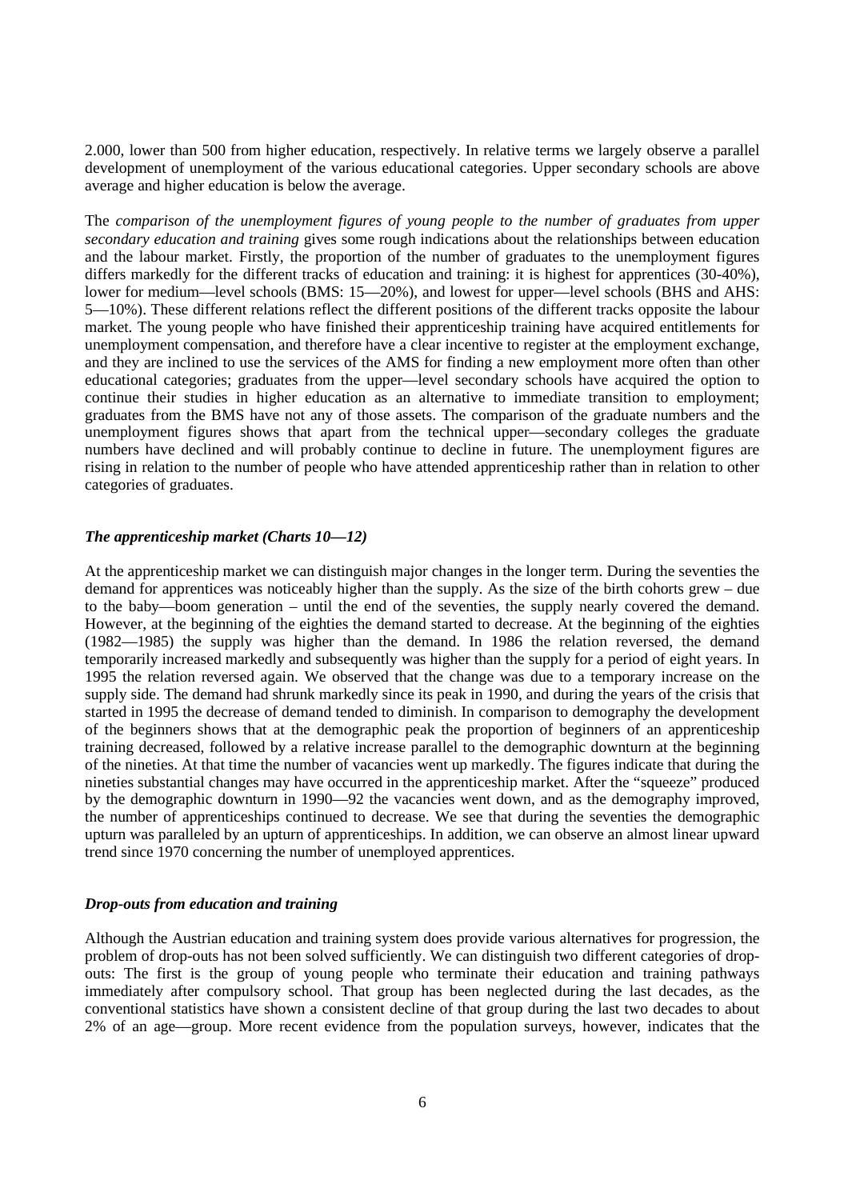2.000, lower than 500 from higher education, respectively. In relative terms we largely observe a parallel development of unemployment of the various educational categories. Upper secondary schools are above average and higher education is below the average.

The *comparison of the unemployment figures of young people to the number of graduates from upper secondary education and training* gives some rough indications about the relationships between education and the labour market. Firstly, the proportion of the number of graduates to the unemployment figures differs markedly for the different tracks of education and training: it is highest for apprentices (30-40%), lower for medium—level schools (BMS: 15—20%), and lowest for upper—level schools (BHS and AHS: 5—10%). These different relations reflect the different positions of the different tracks opposite the labour market. The young people who have finished their apprenticeship training have acquired entitlements for unemployment compensation, and therefore have a clear incentive to register at the employment exchange, and they are inclined to use the services of the AMS for finding a new employment more often than other educational categories; graduates from the upper—level secondary schools have acquired the option to continue their studies in higher education as an alternative to immediate transition to employment; graduates from the BMS have not any of those assets. The comparison of the graduate numbers and the unemployment figures shows that apart from the technical upper—secondary colleges the graduate numbers have declined and will probably continue to decline in future. The unemployment figures are rising in relation to the number of people who have attended apprenticeship rather than in relation to other categories of graduates.

### *The apprenticeship market (Charts 10—12)*

At the apprenticeship market we can distinguish major changes in the longer term. During the seventies the demand for apprentices was noticeably higher than the supply. As the size of the birth cohorts grew – due to the baby—boom generation – until the end of the seventies, the supply nearly covered the demand. However, at the beginning of the eighties the demand started to decrease. At the beginning of the eighties (1982—1985) the supply was higher than the demand. In 1986 the relation reversed, the demand temporarily increased markedly and subsequently was higher than the supply for a period of eight years. In 1995 the relation reversed again. We observed that the change was due to a temporary increase on the supply side. The demand had shrunk markedly since its peak in 1990, and during the years of the crisis that started in 1995 the decrease of demand tended to diminish. In comparison to demography the development of the beginners shows that at the demographic peak the proportion of beginners of an apprenticeship training decreased, followed by a relative increase parallel to the demographic downturn at the beginning of the nineties. At that time the number of vacancies went up markedly. The figures indicate that during the nineties substantial changes may have occurred in the apprenticeship market. After the "squeeze" produced by the demographic downturn in 1990—92 the vacancies went down, and as the demography improved, the number of apprenticeships continued to decrease. We see that during the seventies the demographic upturn was paralleled by an upturn of apprenticeships. In addition, we can observe an almost linear upward trend since 1970 concerning the number of unemployed apprentices.

### *Drop-outs from education and training*

Although the Austrian education and training system does provide various alternatives for progression, the problem of drop-outs has not been solved sufficiently. We can distinguish two different categories of drop-outs: The first is the group of young people who terminate their education and training pathways immediately after compulsory school. That group has been neglected during the last decades, as the conventional statistics have shown a consistent decline of that group during the last two decades to about 2% of an age—group. More recent evidence from the population surveys, however, indicates that the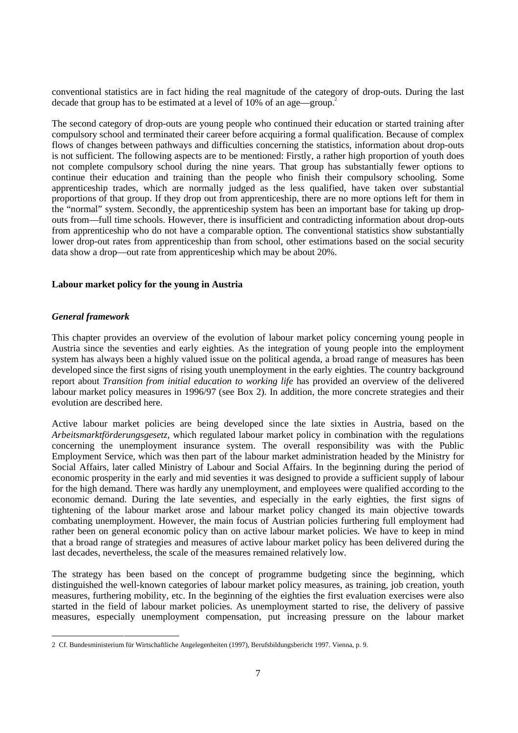conventional statistics are in fact hiding the real magnitude of the category of drop-outs. During the last decade that group has to be estimated at a level of 10% of an age—group.[2]

The second category of drop-outs are young people who continued their education or started training after compulsory school and terminated their career before acquiring a formal qualification. Because of complex flows of changes between pathways and difficulties concerning the statistics, information about drop-outs is not sufficient. The following aspects are to be mentioned: Firstly, a rather high proportion of youth does not complete compulsory school during the nine years. That group has substantially fewer options to continue their education and training than the people who finish their compulsory schooling. Some apprenticeship trades, which are normally judged as the less qualified, have taken over substantial proportions of that group. If they drop out from apprenticeship, there are no more options left for them in the "normal" system. Secondly, the apprenticeship system has been an important base for taking up drop-outs from—full time schools. However, there is insufficient and contradicting information about drop-outs from apprenticeship who do not have a comparable option. The conventional statistics show substantially lower drop-out rates from apprenticeship than from school, other estimations based on the social security data show a drop—out rate from apprenticeship which may be about 20%.

## Labour market policy for the young in Austria

### *General framework*

This chapter provides an overview of the evolution of labour market policy concerning young people in Austria since the seventies and early eighties. As the integration of young people into the employment system has always been a highly valued issue on the political agenda, a broad range of measures has been developed since the first signs of rising youth unemployment in the early eighties. The country background report about *Transition from initial education to working life* has provided an overview of the delivered labour market policy measures in 1996/97 (see Box 2). In addition, the more concrete strategies and their evolution are described here.

Active labour market policies are being developed since the late sixties in Austria, based on the *Arbeitsmarktförderungsgesetz,* which regulated labour market policy in combination with the regulations concerning the unemployment insurance system. The overall responsibility was with the Public Employment Service, which was then part of the labour market administration headed by the Ministry for Social Affairs, later called Ministry of Labour and Social Affairs. In the beginning during the period of economic prosperity in the early and mid seventies it was designed to provide a sufficient supply of labour for the high demand. There was hardly any unemployment, and employees were qualified according to the economic demand. During the late seventies, and especially in the early eighties, the first signs of tightening of the labour market arose and labour market policy changed its main objective towards combating unemployment. However, the main focus of Austrian policies furthering full employment had rather been on general economic policy than on active labour market policies. We have to keep in mind that a broad range of strategies and measures of active labour market policy has been delivered during the last decades, nevertheless, the scale of the measures remained relatively low.

The strategy has been based on the concept of programme budgeting since the beginning, which distinguished the well-known categories of labour market policy measures, as training, job creation, youth measures, furthering mobility, etc. In the beginning of the eighties the first evaluation exercises were also started in the field of labour market policies. As unemployment started to rise, the delivery of passive measures, especially unemployment compensation, put increasing pressure on the labour market

---

2 Cf. Bundesministerium für Wirtschaftliche Angelegenheiten (1997), Berufsbildungsbericht 1997. Vienna, p. 9.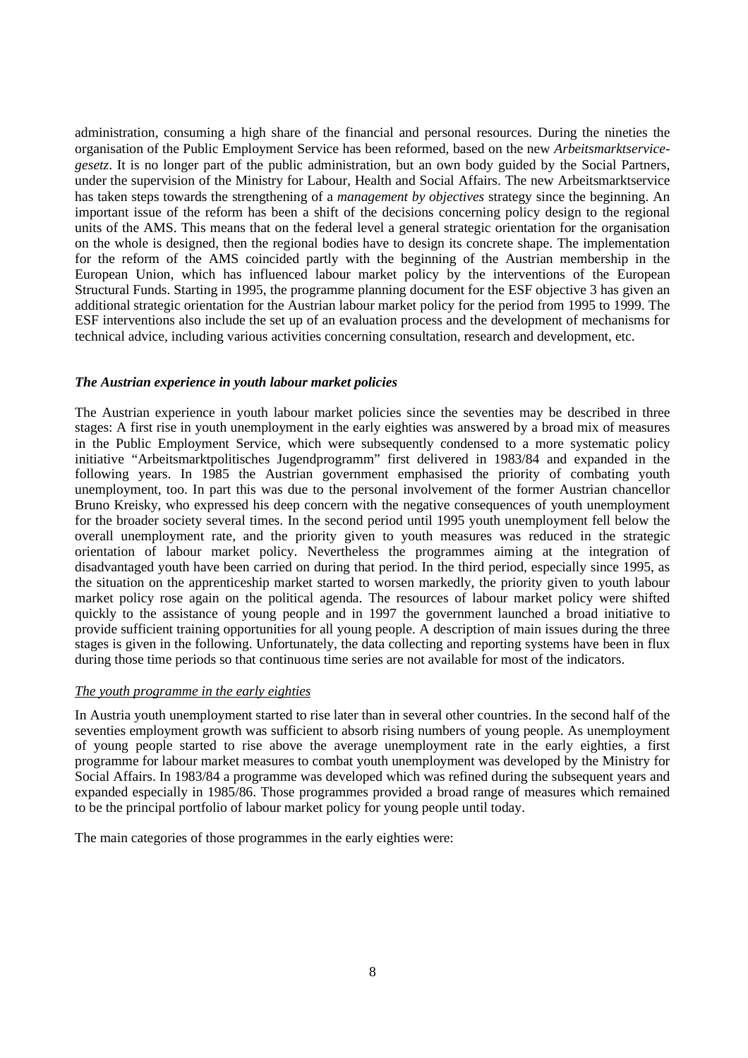administration, consuming a high share of the financial and personal resources. During the nineties the organisation of the Public Employment Service has been reformed, based on the new *Arbeitsmarktservice-gesetz*. It is no longer part of the public administration, but an own body guided by the Social Partners, under the supervision of the Ministry for Labour, Health and Social Affairs. The new Arbeitsmarktservice has taken steps towards the strengthening of a *management by objectives* strategy since the beginning. An important issue of the reform has been a shift of the decisions concerning policy design to the regional units of the AMS. This means that on the federal level a general strategic orientation for the organisation on the whole is designed, then the regional bodies have to design its concrete shape. The implementation for the reform of the AMS coincided partly with the beginning of the Austrian membership in the European Union, which has influenced labour market policy by the interventions of the European Structural Funds. Starting in 1995, the programme planning document for the ESF objective 3 has given an additional strategic orientation for the Austrian labour market policy for the period from 1995 to 1999. The ESF interventions also include the set up of an evaluation process and the development of mechanisms for technical advice, including various activities concerning consultation, research and development, etc.

### *The Austrian experience in youth labour market policies*

The Austrian experience in youth labour market policies since the seventies may be described in three stages: A first rise in youth unemployment in the early eighties was answered by a broad mix of measures in the Public Employment Service, which were subsequently condensed to a more systematic policy initiative "Arbeitsmarktpolitisches Jugendprogramm" first delivered in 1983/84 and expanded in the following years. In 1985 the Austrian government emphasised the priority of combating youth unemployment, too. In part this was due to the personal involvement of the former Austrian chancellor Bruno Kreisky, who expressed his deep concern with the negative consequences of youth unemployment for the broader society several times. In the second period until 1995 youth unemployment fell below the overall unemployment rate, and the priority given to youth measures was reduced in the strategic orientation of labour market policy. Nevertheless the programmes aiming at the integration of disadvantaged youth have been carried on during that period. In the third period, especially since 1995, as the situation on the apprenticeship market started to worsen markedly, the priority given to youth labour market policy rose again on the political agenda. The resources of labour market policy were shifted quickly to the assistance of young people and in 1997 the government launched a broad initiative to provide sufficient training opportunities for all young people. A description of main issues during the three stages is given in the following. Unfortunately, the data collecting and reporting systems have been in flux during those time periods so that continuous time series are not available for most of the indicators.

#### The youth programme in the early eighties

In Austria youth unemployment started to rise later than in several other countries. In the second half of the seventies employment growth was sufficient to absorb rising numbers of young people. As unemployment of young people started to rise above the average unemployment rate in the early eighties, a first programme for labour market measures to combat youth unemployment was developed by the Ministry for Social Affairs. In 1983/84 a programme was developed which was refined during the subsequent years and expanded especially in 1985/86. Those programmes provided a broad range of measures which remained to be the principal portfolio of labour market policy for young people until today.

The main categories of those programmes in the early eighties were: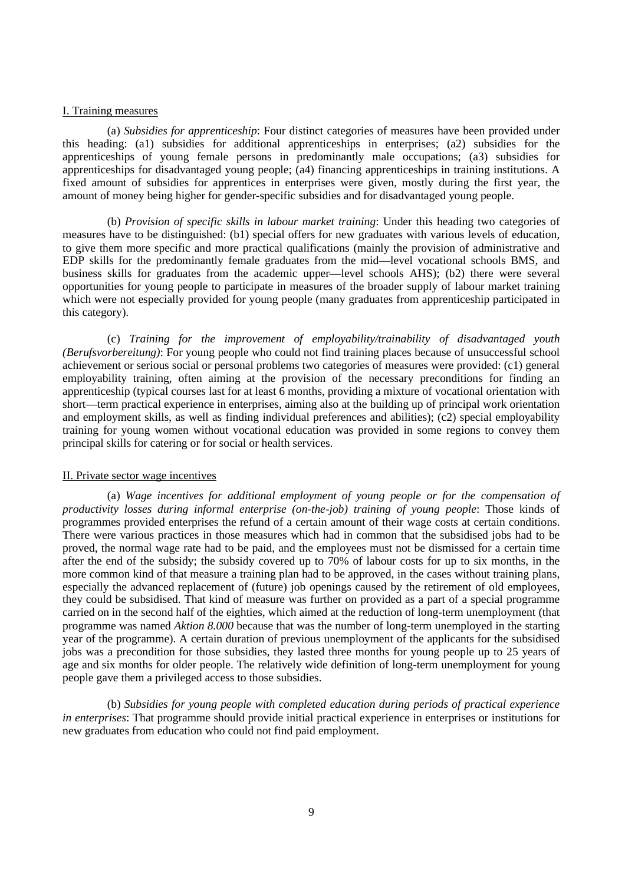I. Training measures

(a) *Subsidies for apprenticeship*: Four distinct categories of measures have been provided under this heading: (a1) subsidies for additional apprenticeships in enterprises; (a2) subsidies for the apprenticeships of young female persons in predominantly male occupations; (a3) subsidies for apprenticeships for disadvantaged young people; (a4) financing apprenticeships in training institutions. A fixed amount of subsidies for apprentices in enterprises were given, mostly during the first year, the amount of money being higher for gender-specific subsidies and for disadvantaged young people.

(b) *Provision of specific skills in labour market training*: Under this heading two categories of measures have to be distinguished: (b1) special offers for new graduates with various levels of education, to give them more specific and more practical qualifications (mainly the provision of administrative and EDP skills for the predominantly female graduates from the mid—level vocational schools BMS, and business skills for graduates from the academic upper—level schools AHS); (b2) there were several opportunities for young people to participate in measures of the broader supply of labour market training which were not especially provided for young people (many graduates from apprenticeship participated in this category).

(c) *Training for the improvement of employability/trainability of disadvantaged youth (Berufsvorbereitung)*: For young people who could not find training places because of unsuccessful school achievement or serious social or personal problems two categories of measures were provided: (c1) general employability training, often aiming at the provision of the necessary preconditions for finding an apprenticeship (typical courses last for at least 6 months, providing a mixture of vocational orientation with short—term practical experience in enterprises, aiming also at the building up of principal work orientation and employment skills, as well as finding individual preferences and abilities); (c2) special employability training for young women without vocational education was provided in some regions to convey them principal skills for catering or for social or health services.

II. Private sector wage incentives

(a) *Wage incentives for additional employment of young people or for the compensation of productivity losses during informal enterprise (on-the-job) training of young people*: Those kinds of programmes provided enterprises the refund of a certain amount of their wage costs at certain conditions. There were various practices in those measures which had in common that the subsidised jobs had to be proved, the normal wage rate had to be paid, and the employees must not be dismissed for a certain time after the end of the subsidy; the subsidy covered up to 70% of labour costs for up to six months, in the more common kind of that measure a training plan had to be approved, in the cases without training plans, especially the advanced replacement of (future) job openings caused by the retirement of old employees, they could be subsidised. That kind of measure was further on provided as a part of a special programme carried on in the second half of the eighties, which aimed at the reduction of long-term unemployment (that programme was named *Aktion 8.000* because that was the number of long-term unemployed in the starting year of the programme). A certain duration of previous unemployment of the applicants for the subsidised jobs was a precondition for those subsidies, they lasted three months for young people up to 25 years of age and six months for older people. The relatively wide definition of long-term unemployment for young people gave them a privileged access to those subsidies.

(b) *Subsidies for young people with completed education during periods of practical experience in enterprises*: That programme should provide initial practical experience in enterprises or institutions for new graduates from education who could not find paid employment.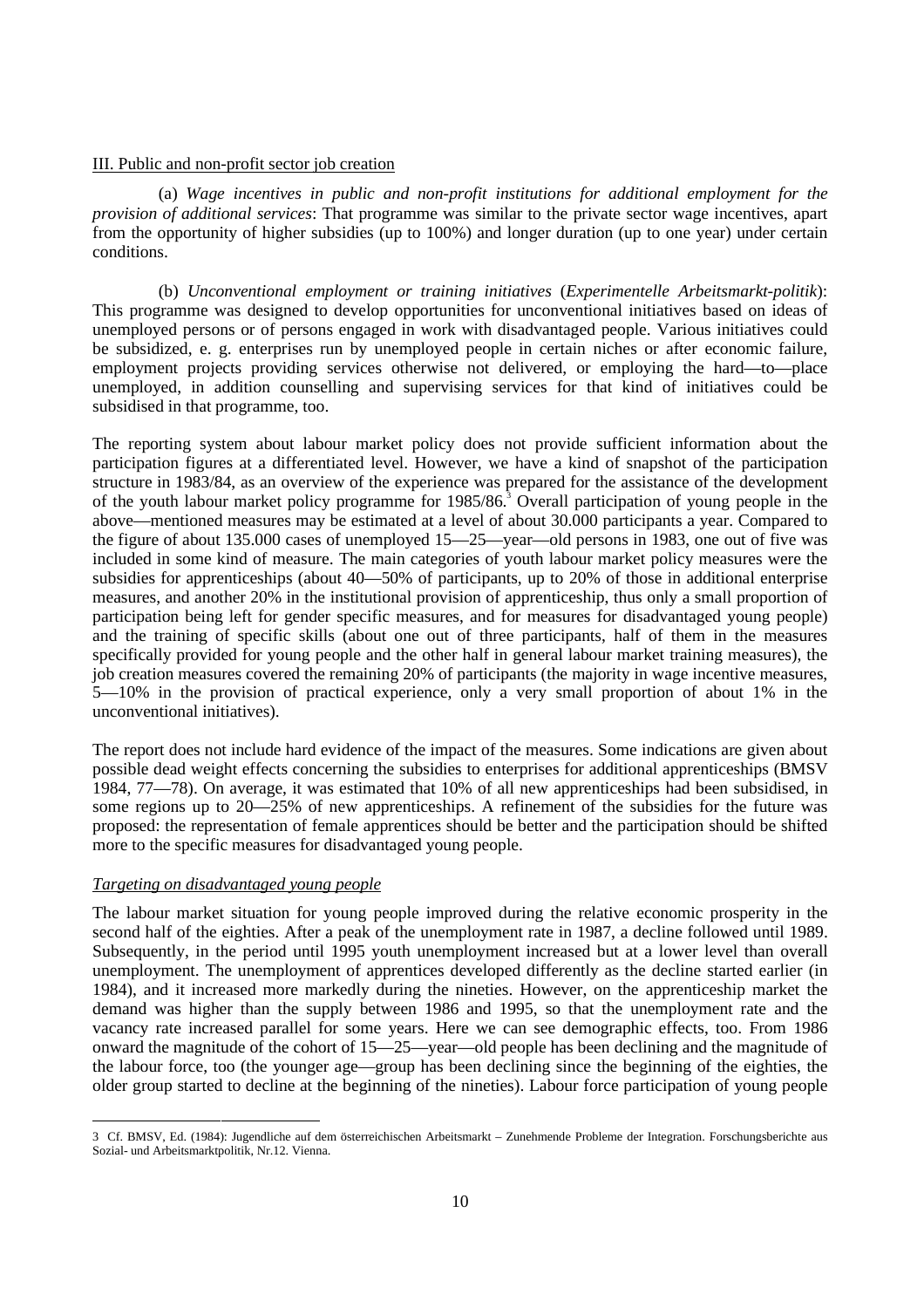III. Public and non-profit sector job creation

(a) *Wage incentives in public and non-profit institutions for additional employment for the provision of additional services*: That programme was similar to the private sector wage incentives, apart from the opportunity of higher subsidies (up to 100%) and longer duration (up to one year) under certain conditions.

(b) *Unconventional employment or training initiatives* (*Experimentelle Arbeitsmarkt-politik*): This programme was designed to develop opportunities for unconventional initiatives based on ideas of unemployed persons or of persons engaged in work with disadvantaged people. Various initiatives could be subsidized, e. g. enterprises run by unemployed people in certain niches or after economic failure, employment projects providing services otherwise not delivered, or employing the hard—to—place unemployed, in addition counselling and supervising services for that kind of initiatives could be subsidised in that programme, too.

The reporting system about labour market policy does not provide sufficient information about the participation figures at a differentiated level. However, we have a kind of snapshot of the participation structure in 1983/84, as an overview of the experience was prepared for the assistance of the development of the youth labour market policy programme for 1985/86.[3] Overall participation of young people in the above—mentioned measures may be estimated at a level of about 30.000 participants a year. Compared to the figure of about 135.000 cases of unemployed 15—25—year—old persons in 1983, one out of five was included in some kind of measure. The main categories of youth labour market policy measures were the subsidies for apprenticeships (about 40—50% of participants, up to 20% of those in additional enterprise measures, and another 20% in the institutional provision of apprenticeship, thus only a small proportion of participation being left for gender specific measures, and for measures for disadvantaged young people) and the training of specific skills (about one out of three participants, half of them in the measures specifically provided for young people and the other half in general labour market training measures), the job creation measures covered the remaining 20% of participants (the majority in wage incentive measures, 5—10% in the provision of practical experience, only a very small proportion of about 1% in the unconventional initiatives).

The report does not include hard evidence of the impact of the measures. Some indications are given about possible dead weight effects concerning the subsidies to enterprises for additional apprenticeships (BMSV 1984, 77—78). On average, it was estimated that 10% of all new apprenticeships had been subsidised, in some regions up to 20—25% of new apprenticeships. A refinement of the subsidies for the future was proposed: the representation of female apprentices should be better and the participation should be shifted more to the specific measures for disadvantaged young people.

*Targeting on disadvantaged young people*

The labour market situation for young people improved during the relative economic prosperity in the second half of the eighties. After a peak of the unemployment rate in 1987, a decline followed until 1989. Subsequently, in the period until 1995 youth unemployment increased but at a lower level than overall unemployment. The unemployment of apprentices developed differently as the decline started earlier (in 1984), and it increased more markedly during the nineties. However, on the apprenticeship market the demand was higher than the supply between 1986 and 1995, so that the unemployment rate and the vacancy rate increased parallel for some years. Here we can see demographic effects, too. From 1986 onward the magnitude of the cohort of 15—25—year—old people has been declining and the magnitude of the labour force, too (the younger age—group has been declining since the beginning of the eighties, the older group started to decline at the beginning of the nineties). Labour force participation of young people

---

3 Cf. BMSV, Ed. (1984): Jugendliche auf dem österreichischen Arbeitsmarkt – Zunehmende Probleme der Integration. Forschungsberichte aus Sozial- und Arbeitsmarktpolitik, Nr.12. Vienna.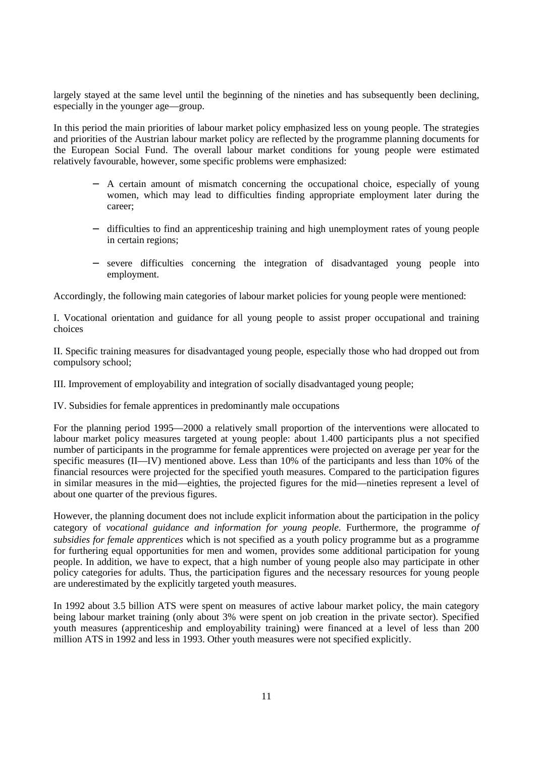largely stayed at the same level until the beginning of the nineties and has subsequently been declining, especially in the younger age—group.

In this period the main priorities of labour market policy emphasized less on young people. The strategies and priorities of the Austrian labour market policy are reflected by the programme planning documents for the European Social Fund. The overall labour market conditions for young people were estimated relatively favourable, however, some specific problems were emphasized:

- A certain amount of mismatch concerning the occupational choice, especially of young women, which may lead to difficulties finding appropriate employment later during the career;
- difficulties to find an apprenticeship training and high unemployment rates of young people in certain regions;
- severe difficulties concerning the integration of disadvantaged young people into employment.

Accordingly, the following main categories of labour market policies for young people were mentioned:

I. Vocational orientation and guidance for all young people to assist proper occupational and training choices

II. Specific training measures for disadvantaged young people, especially those who had dropped out from compulsory school;

III. Improvement of employability and integration of socially disadvantaged young people;

IV. Subsidies for female apprentices in predominantly male occupations

For the planning period 1995—2000 a relatively small proportion of the interventions were allocated to labour market policy measures targeted at young people: about 1.400 participants plus a not specified number of participants in the programme for female apprentices were projected on average per year for the specific measures (II—IV) mentioned above. Less than 10% of the participants and less than 10% of the financial resources were projected for the specified youth measures. Compared to the participation figures in similar measures in the mid—eighties, the projected figures for the mid—nineties represent a level of about one quarter of the previous figures.

However, the planning document does not include explicit information about the participation in the policy category of *vocational guidance and information for young people*. Furthermore, the programme *of subsidies for female apprentices* which is not specified as a youth policy programme but as a programme for furthering equal opportunities for men and women, provides some additional participation for young people. In addition, we have to expect, that a high number of young people also may participate in other policy categories for adults. Thus, the participation figures and the necessary resources for young people are underestimated by the explicitly targeted youth measures.

In 1992 about 3.5 billion ATS were spent on measures of active labour market policy, the main category being labour market training (only about 3% were spent on job creation in the private sector). Specified youth measures (apprenticeship and employability training) were financed at a level of less than 200 million ATS in 1992 and less in 1993. Other youth measures were not specified explicitly.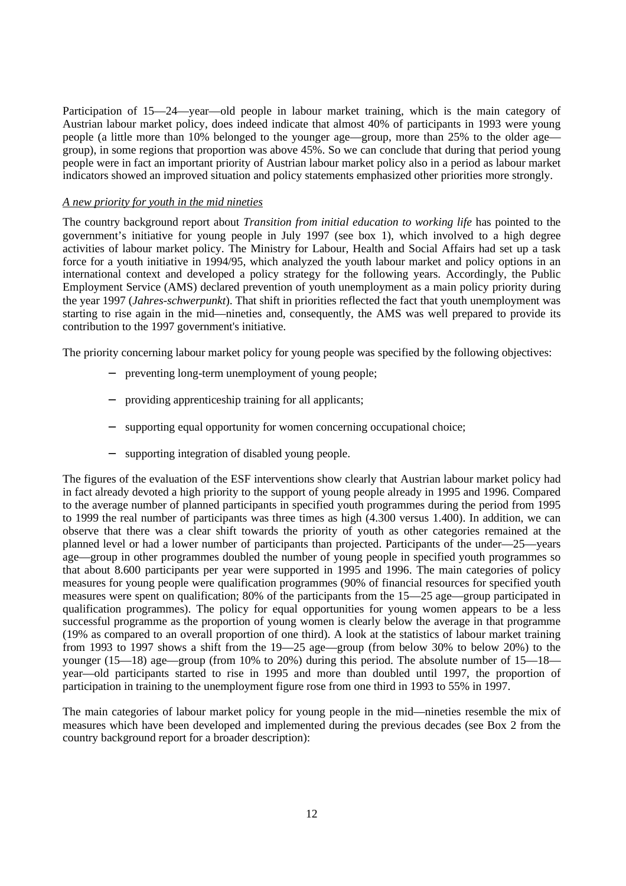Participation of 15—24—year—old people in labour market training, which is the main category of Austrian labour market policy, does indeed indicate that almost 40% of participants in 1993 were young people (a little more than 10% belonged to the younger age—group, more than 25% to the older age—group), in some regions that proportion was above 45%. So we can conclude that during that period young people were in fact an important priority of Austrian labour market policy also in a period as labour market indicators showed an improved situation and policy statements emphasized other priorities more strongly.

*A new priority for youth in the mid nineties*

The country background report about *Transition from initial education to working life* has pointed to the government's initiative for young people in July 1997 (see box 1), which involved to a high degree activities of labour market policy. The Ministry for Labour, Health and Social Affairs had set up a task force for a youth initiative in 1994/95, which analyzed the youth labour market and policy options in an international context and developed a policy strategy for the following years. Accordingly, the Public Employment Service (AMS) declared prevention of youth unemployment as a main policy priority during the year 1997 (*Jahres-schwerpunkt*). That shift in priorities reflected the fact that youth unemployment was starting to rise again in the mid—nineties and, consequently, the AMS was well prepared to provide its contribution to the 1997 government's initiative.

The priority concerning labour market policy for young people was specified by the following objectives:

- preventing long-term unemployment of young people;
- providing apprenticeship training for all applicants;
- supporting equal opportunity for women concerning occupational choice;
- supporting integration of disabled young people.

The figures of the evaluation of the ESF interventions show clearly that Austrian labour market policy had in fact already devoted a high priority to the support of young people already in 1995 and 1996. Compared to the average number of planned participants in specified youth programmes during the period from 1995 to 1999 the real number of participants was three times as high (4.300 versus 1.400). In addition, we can observe that there was a clear shift towards the priority of youth as other categories remained at the planned level or had a lower number of participants than projected. Participants of the under—25—years age—group in other programmes doubled the number of young people in specified youth programmes so that about 8.600 participants per year were supported in 1995 and 1996. The main categories of policy measures for young people were qualification programmes (90% of financial resources for specified youth measures were spent on qualification; 80% of the participants from the 15—25 age—group participated in qualification programmes). The policy for equal opportunities for young women appears to be a less successful programme as the proportion of young women is clearly below the average in that programme (19% as compared to an overall proportion of one third). A look at the statistics of labour market training from 1993 to 1997 shows a shift from the 19—25 age—group (from below 30% to below 20%) to the younger (15—18) age—group (from 10% to 20%) during this period. The absolute number of 15—18—year—old participants started to rise in 1995 and more than doubled until 1997, the proportion of participation in training to the unemployment figure rose from one third in 1993 to 55% in 1997.

The main categories of labour market policy for young people in the mid—nineties resemble the mix of measures which have been developed and implemented during the previous decades (see Box 2 from the country background report for a broader description):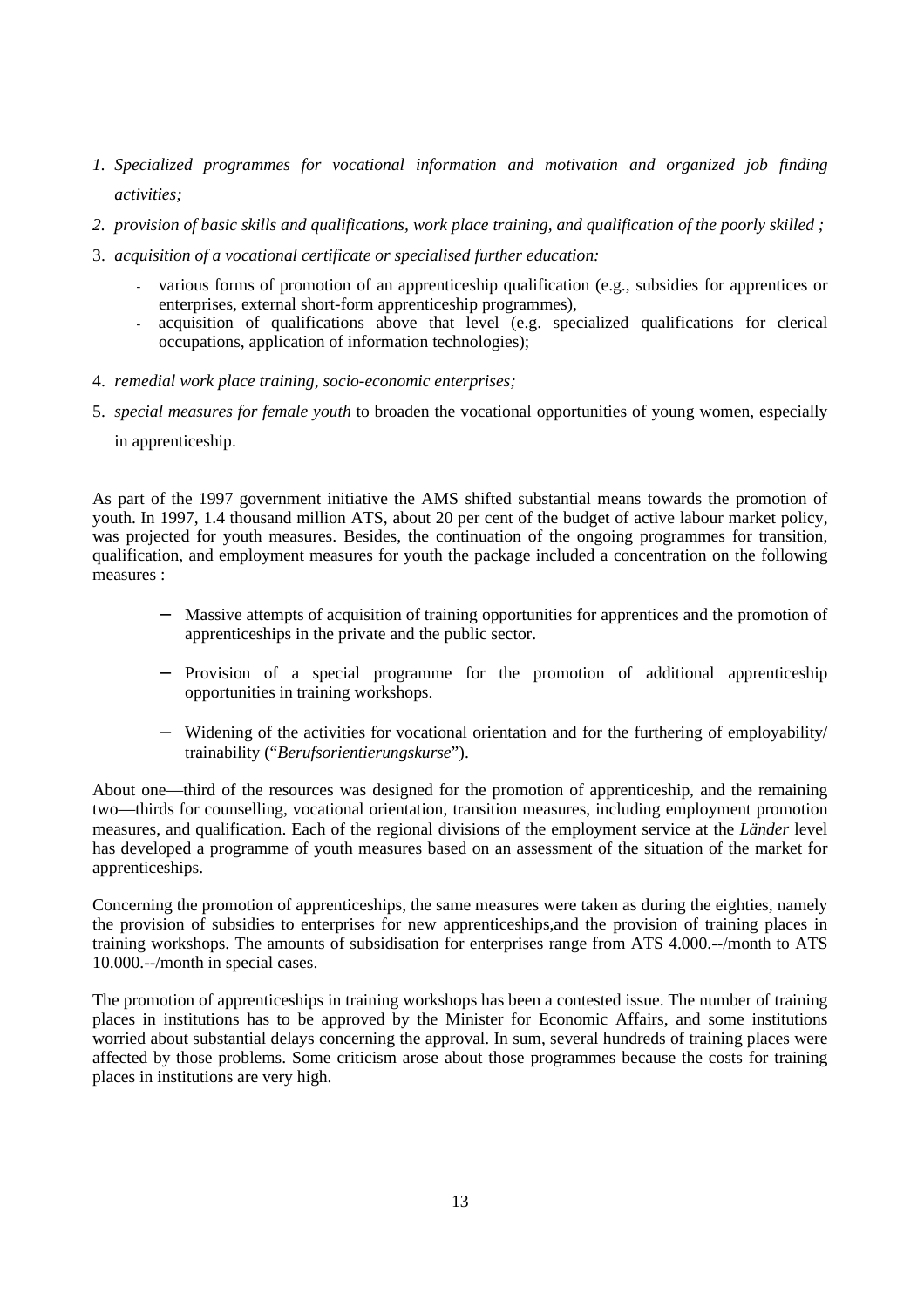1. *Specialized programmes for vocational information and motivation and organized job finding activities;*
2. *provision of basic skills and qualifications, work place training, and qualification of the poorly skilled ;*
3. *acquisition of a vocational certificate or specialised further education:*
   - various forms of promotion of an apprenticeship qualification (e.g., subsidies for apprentices or enterprises, external short-form apprenticeship programmes),
   - acquisition of qualifications above that level (e.g. specialized qualifications for clerical occupations, application of information technologies);
4. *remedial work place training, socio-economic enterprises;*
5. *special measures for female youth* to broaden the vocational opportunities of young women, especially in apprenticeship.

As part of the 1997 government initiative the AMS shifted substantial means towards the promotion of youth. In 1997, 1.4 thousand million ATS, about 20 per cent of the budget of active labour market policy, was projected for youth measures. Besides, the continuation of the ongoing programmes for transition, qualification, and employment measures for youth the package included a concentration on the following measures :

- Massive attempts of acquisition of training opportunities for apprentices and the promotion of apprenticeships in the private and the public sector.
- Provision of a special programme for the promotion of additional apprenticeship opportunities in training workshops.
- Widening of the activities for vocational orientation and for the furthering of employability/ trainability ("*Berufsorientierungskurse*").

About one—third of the resources was designed for the promotion of apprenticeship, and the remaining two—thirds for counselling, vocational orientation, transition measures, including employment promotion measures, and qualification. Each of the regional divisions of the employment service at the *Länder* level has developed a programme of youth measures based on an assessment of the situation of the market for apprenticeships.

Concerning the promotion of apprenticeships, the same measures were taken as during the eighties, namely the provision of subsidies to enterprises for new apprenticeships,and the provision of training places in training workshops. The amounts of subsidisation for enterprises range from ATS 4.000.--/month to ATS 10.000.--/month in special cases.

The promotion of apprenticeships in training workshops has been a contested issue. The number of training places in institutions has to be approved by the Minister for Economic Affairs, and some institutions worried about substantial delays concerning the approval. In sum, several hundreds of training places were affected by those problems. Some criticism arose about those programmes because the costs for training places in institutions are very high.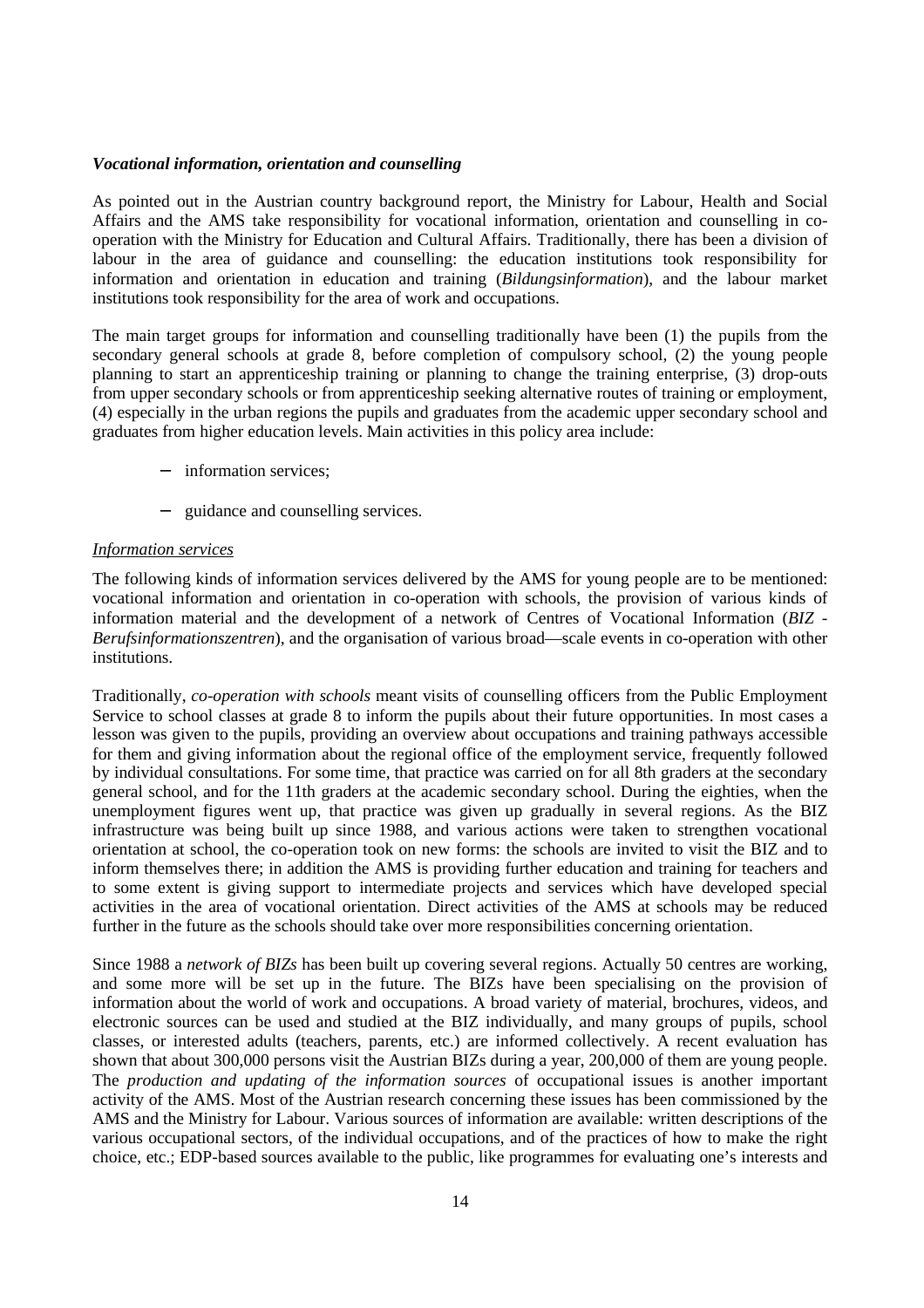***Vocational information, orientation and counselling***

As pointed out in the Austrian country background report, the Ministry for Labour, Health and Social Affairs and the AMS take responsibility for vocational information, orientation and counselling in co-operation with the Ministry for Education and Cultural Affairs. Traditionally, there has been a division of labour in the area of guidance and counselling: the education institutions took responsibility for information and orientation in education and training (*Bildungsinformation*), and the labour market institutions took responsibility for the area of work and occupations.

The main target groups for information and counselling traditionally have been (1) the pupils from the secondary general schools at grade 8, before completion of compulsory school, (2) the young people planning to start an apprenticeship training or planning to change the training enterprise, (3) drop-outs from upper secondary schools or from apprenticeship seeking alternative routes of training or employment, (4) especially in the urban regions the pupils and graduates from the academic upper secondary school and graduates from higher education levels. Main activities in this policy area include:

- information services;
- guidance and counselling services.

<u>*Information services*</u>

The following kinds of information services delivered by the AMS for young people are to be mentioned: vocational information and orientation in co-operation with schools, the provision of various kinds of information material and the development of a network of Centres of Vocational Information (*BIZ - Berufsinformationszentren*), and the organisation of various broad—scale events in co-operation with other institutions.

Traditionally, *co-operation with schools* meant visits of counselling officers from the Public Employment Service to school classes at grade 8 to inform the pupils about their future opportunities. In most cases a lesson was given to the pupils, providing an overview about occupations and training pathways accessible for them and giving information about the regional office of the employment service, frequently followed by individual consultations. For some time, that practice was carried on for all 8th graders at the secondary general school, and for the 11th graders at the academic secondary school. During the eighties, when the unemployment figures went up, that practice was given up gradually in several regions. As the BIZ infrastructure was being built up since 1988, and various actions were taken to strengthen vocational orientation at school, the co-operation took on new forms: the schools are invited to visit the BIZ and to inform themselves there; in addition the AMS is providing further education and training for teachers and to some extent is giving support to intermediate projects and services which have developed special activities in the area of vocational orientation. Direct activities of the AMS at schools may be reduced further in the future as the schools should take over more responsibilities concerning orientation.

Since 1988 a *network of BIZs* has been built up covering several regions. Actually 50 centres are working, and some more will be set up in the future. The BIZs have been specialising on the provision of information about the world of work and occupations. A broad variety of material, brochures, videos, and electronic sources can be used and studied at the BIZ individually, and many groups of pupils, school classes, or interested adults (teachers, parents, etc.) are informed collectively. A recent evaluation has shown that about 300,000 persons visit the Austrian BIZs during a year, 200,000 of them are young people. The *production and updating of the information sources* of occupational issues is another important activity of the AMS. Most of the Austrian research concerning these issues has been commissioned by the AMS and the Ministry for Labour. Various sources of information are available: written descriptions of the various occupational sectors, of the individual occupations, and of the practices of how to make the right choice, etc.; EDP-based sources available to the public, like programmes for evaluating one's interests and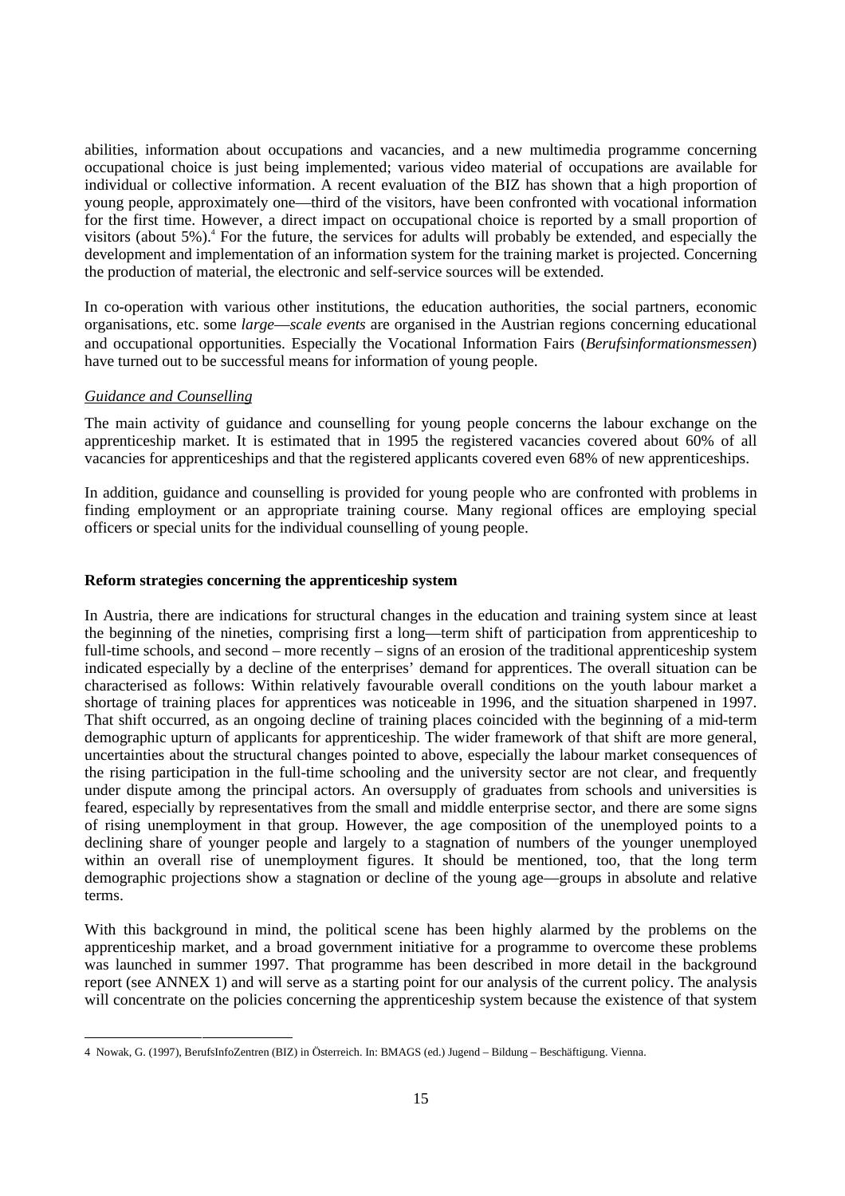abilities, information about occupations and vacancies, and a new multimedia programme concerning occupational choice is just being implemented; various video material of occupations are available for individual or collective information. A recent evaluation of the BIZ has shown that a high proportion of young people, approximately one—third of the visitors, have been confronted with vocational information for the first time. However, a direct impact on occupational choice is reported by a small proportion of visitors (about 5%).[4] For the future, the services for adults will probably be extended, and especially the development and implementation of an information system for the training market is projected. Concerning the production of material, the electronic and self-service sources will be extended.

In co-operation with various other institutions, the education authorities, the social partners, economic organisations, etc. some *large—scale events* are organised in the Austrian regions concerning educational and occupational opportunities. Especially the Vocational Information Fairs (*Berufsinformationsmessen*) have turned out to be successful means for information of young people.

*Guidance and Counselling*

The main activity of guidance and counselling for young people concerns the labour exchange on the apprenticeship market. It is estimated that in 1995 the registered vacancies covered about 60% of all vacancies for apprenticeships and that the registered applicants covered even 68% of new apprenticeships.

In addition, guidance and counselling is provided for young people who are confronted with problems in finding employment or an appropriate training course. Many regional offices are employing special officers or special units for the individual counselling of young people.

**Reform strategies concerning the apprenticeship system**

In Austria, there are indications for structural changes in the education and training system since at least the beginning of the nineties, comprising first a long—term shift of participation from apprenticeship to full-time schools, and second – more recently – signs of an erosion of the traditional apprenticeship system indicated especially by a decline of the enterprises' demand for apprentices. The overall situation can be characterised as follows: Within relatively favourable overall conditions on the youth labour market a shortage of training places for apprentices was noticeable in 1996, and the situation sharpened in 1997. That shift occurred, as an ongoing decline of training places coincided with the beginning of a mid-term demographic upturn of applicants for apprenticeship. The wider framework of that shift are more general, uncertainties about the structural changes pointed to above, especially the labour market consequences of the rising participation in the full-time schooling and the university sector are not clear, and frequently under dispute among the principal actors. An oversupply of graduates from schools and universities is feared, especially by representatives from the small and middle enterprise sector, and there are some signs of rising unemployment in that group. However, the age composition of the unemployed points to a declining share of younger people and largely to a stagnation of numbers of the younger unemployed within an overall rise of unemployment figures. It should be mentioned, too, that the long term demographic projections show a stagnation or decline of the young age—groups in absolute and relative terms.

With this background in mind, the political scene has been highly alarmed by the problems on the apprenticeship market, and a broad government initiative for a programme to overcome these problems was launched in summer 1997. That programme has been described in more detail in the background report (see ANNEX 1) and will serve as a starting point for our analysis of the current policy. The analysis will concentrate on the policies concerning the apprenticeship system because the existence of that system

---

4 Nowak, G. (1997), BerufsInfoZentren (BIZ) in Österreich. In: BMAGS (ed.) Jugend – Bildung – Beschäftigung. Vienna.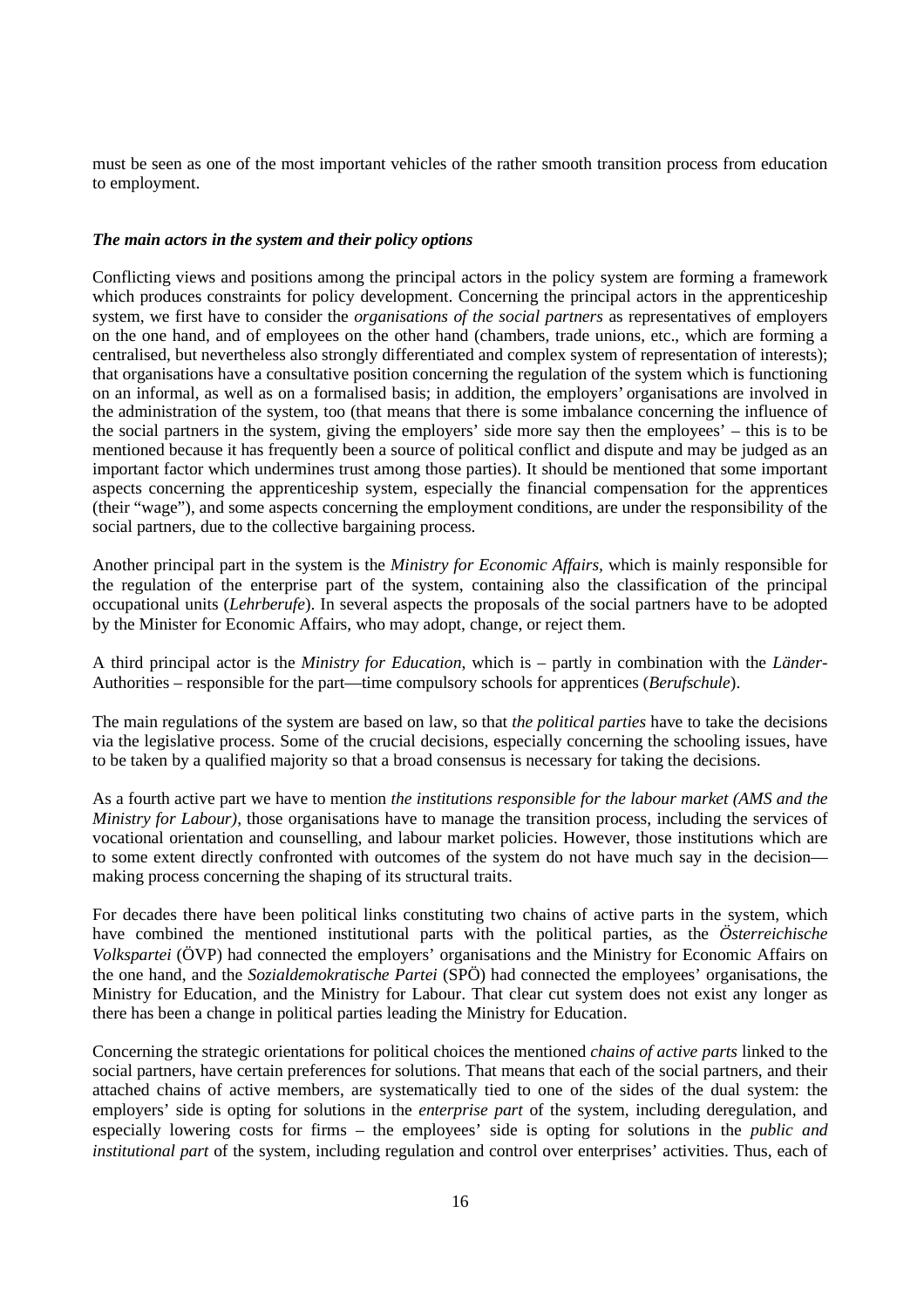must be seen as one of the most important vehicles of the rather smooth transition process from education to employment.

***The main actors in the system and their policy options***

Conflicting views and positions among the principal actors in the policy system are forming a framework which produces constraints for policy development. Concerning the principal actors in the apprenticeship system, we first have to consider the *organisations of the social partners* as representatives of employers on the one hand, and of employees on the other hand (chambers, trade unions, etc., which are forming a centralised, but nevertheless also strongly differentiated and complex system of representation of interests); that organisations have a consultative position concerning the regulation of the system which is functioning on an informal, as well as on a formalised basis; in addition, the employers' organisations are involved in the administration of the system, too (that means that there is some imbalance concerning the influence of the social partners in the system, giving the employers' side more say then the employees' – this is to be mentioned because it has frequently been a source of political conflict and dispute and may be judged as an important factor which undermines trust among those parties). It should be mentioned that some important aspects concerning the apprenticeship system, especially the financial compensation for the apprentices (their "wage"), and some aspects concerning the employment conditions, are under the responsibility of the social partners, due to the collective bargaining process.

Another principal part in the system is the *Ministry for Economic Affairs*, which is mainly responsible for the regulation of the enterprise part of the system, containing also the classification of the principal occupational units (*Lehrberufe*). In several aspects the proposals of the social partners have to be adopted by the Minister for Economic Affairs, who may adopt, change, or reject them.

A third principal actor is the *Ministry for Education*, which is – partly in combination with the *Länder*-Authorities – responsible for the part—time compulsory schools for apprentices (*Berufschule*).

The main regulations of the system are based on law, so that *the political parties* have to take the decisions via the legislative process. Some of the crucial decisions, especially concerning the schooling issues, have to be taken by a qualified majority so that a broad consensus is necessary for taking the decisions.

As a fourth active part we have to mention *the institutions responsible for the labour market (AMS and the Ministry for Labour)*, those organisations have to manage the transition process, including the services of vocational orientation and counselling, and labour market policies. However, those institutions which are to some extent directly confronted with outcomes of the system do not have much say in the decision—making process concerning the shaping of its structural traits.

For decades there have been political links constituting two chains of active parts in the system, which have combined the mentioned institutional parts with the political parties, as the *Österreichische Volkspartei* (ÖVP) had connected the employers' organisations and the Ministry for Economic Affairs on the one hand, and the *Sozialdemokratische Partei* (SPÖ) had connected the employees' organisations, the Ministry for Education, and the Ministry for Labour. That clear cut system does not exist any longer as there has been a change in political parties leading the Ministry for Education.

Concerning the strategic orientations for political choices the mentioned *chains of active parts* linked to the social partners, have certain preferences for solutions. That means that each of the social partners, and their attached chains of active members, are systematically tied to one of the sides of the dual system: the employers' side is opting for solutions in the *enterprise part* of the system, including deregulation, and especially lowering costs for firms – the employees' side is opting for solutions in the *public and institutional part* of the system, including regulation and control over enterprises' activities. Thus, each of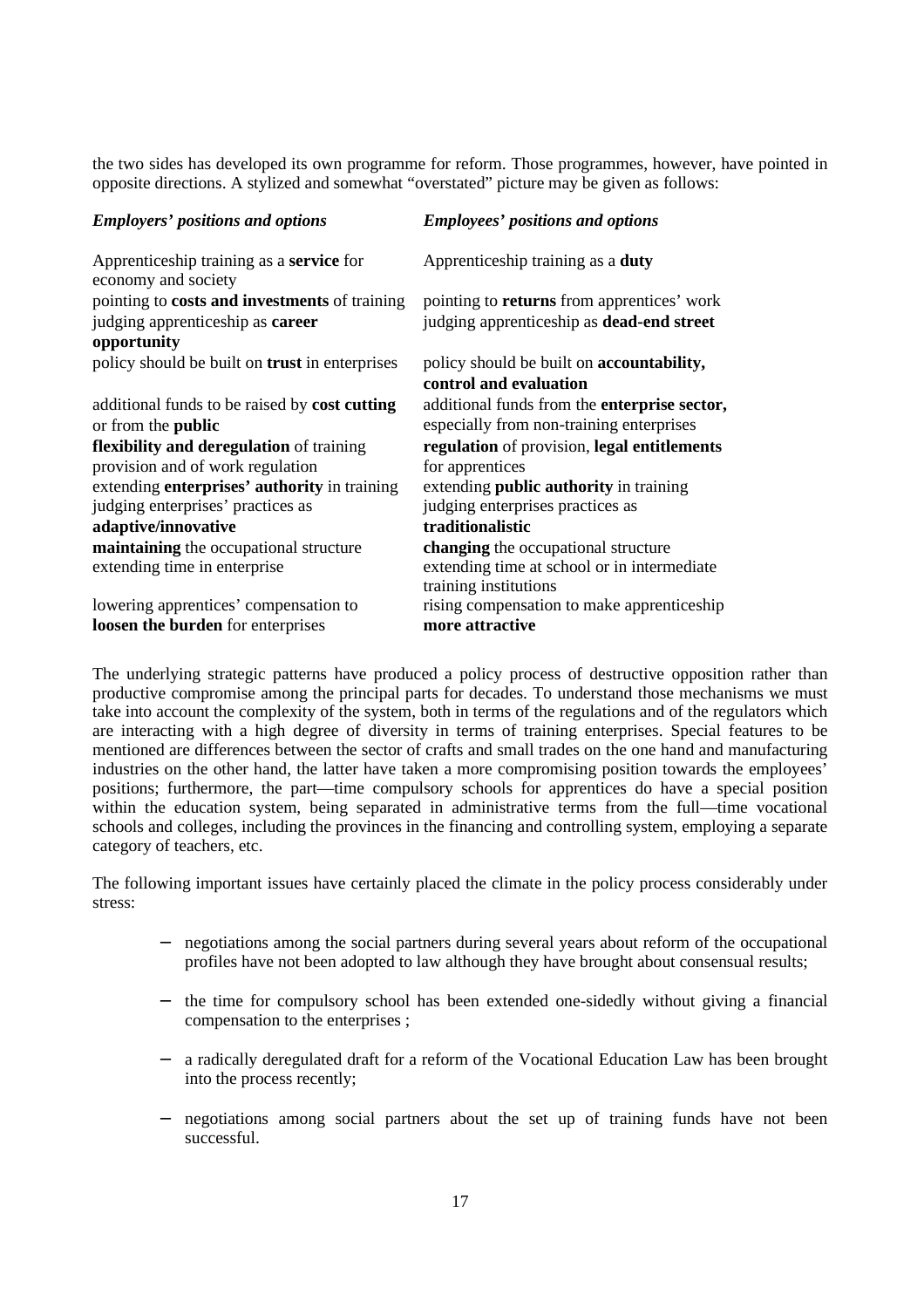the two sides has developed its own programme for reform. Those programmes, however, have pointed in opposite directions. A stylized and somewhat "overstated" picture may be given as follows:

| *Employers' positions and options* | *Employees' positions and options* |
|---|---|
| Apprenticeship training as a **service** for economy and society | Apprenticeship training as a **duty** |
| pointing to **costs and investments** of training | pointing to **returns** from apprentices' work |
| judging apprenticeship as **career opportunity** | judging apprenticeship as **dead-end street** |
| policy should be built on **trust** in enterprises | policy should be built on **accountability, control and evaluation** |
| additional funds to be raised by **cost cutting** or from the **public** | additional funds from the **enterprise sector,** especially from non-training enterprises |
| **flexibility and deregulation** of training provision and of work regulation | **regulation** of provision, **legal entitlements** for apprentices |
| extending **enterprises' authority** in training | extending **public authority** in training |
| judging enterprises' practices as **adaptive/innovative** | judging enterprises practices as **traditionalistic** |
| **maintaining** the occupational structure | **changing** the occupational structure |
| extending time in enterprise | extending time at school or in intermediate training institutions |
| lowering apprentices' compensation to **loosen the burden** for enterprises | rising compensation to make apprenticeship **more attractive** |

The underlying strategic patterns have produced a policy process of destructive opposition rather than productive compromise among the principal parts for decades. To understand those mechanisms we must take into account the complexity of the system, both in terms of the regulations and of the regulators which are interacting with a high degree of diversity in terms of training enterprises. Special features to be mentioned are differences between the sector of crafts and small trades on the one hand and manufacturing industries on the other hand, the latter have taken a more compromising position towards the employees' positions; furthermore, the part—time compulsory schools for apprentices do have a special position within the education system, being separated in administrative terms from the full—time vocational schools and colleges, including the provinces in the financing and controlling system, employing a separate category of teachers, etc.

The following important issues have certainly placed the climate in the policy process considerably under stress:

- negotiations among the social partners during several years about reform of the occupational profiles have not been adopted to law although they have brought about consensual results;
- the time for compulsory school has been extended one-sidedly without giving a financial compensation to the enterprises ;
- a radically deregulated draft for a reform of the Vocational Education Law has been brought into the process recently;
- negotiations among social partners about the set up of training funds have not been successful.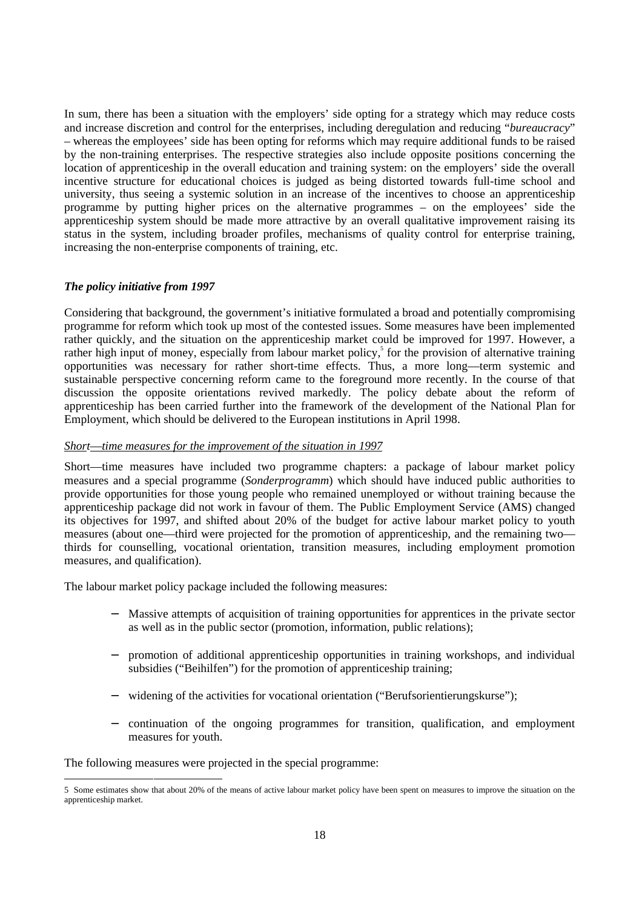In sum, there has been a situation with the employers' side opting for a strategy which may reduce costs and increase discretion and control for the enterprises, including deregulation and reducing "*bureaucracy*" – whereas the employees' side has been opting for reforms which may require additional funds to be raised by the non-training enterprises. The respective strategies also include opposite positions concerning the location of apprenticeship in the overall education and training system: on the employers' side the overall incentive structure for educational choices is judged as being distorted towards full-time school and university, thus seeing a systemic solution in an increase of the incentives to choose an apprenticeship programme by putting higher prices on the alternative programmes – on the employees' side the apprenticeship system should be made more attractive by an overall qualitative improvement raising its status in the system, including broader profiles, mechanisms of quality control for enterprise training, increasing the non-enterprise components of training, etc.

### *The policy initiative from 1997*

Considering that background, the government's initiative formulated a broad and potentially compromising programme for reform which took up most of the contested issues. Some measures have been implemented rather quickly, and the situation on the apprenticeship market could be improved for 1997. However, a rather high input of money, especially from labour market policy,[5] for the provision of alternative training opportunities was necessary for rather short-time effects. Thus, a more long—term systemic and sustainable perspective concerning reform came to the foreground more recently. In the course of that discussion the opposite orientations revived markedly. The policy debate about the reform of apprenticeship has been carried further into the framework of the development of the National Plan for Employment, which should be delivered to the European institutions in April 1998.

#### <u>*Short—time measures for the improvement of the situation in 1997*</u>

Short—time measures have included two programme chapters: a package of labour market policy measures and a special programme (*Sonderprogramm*) which should have induced public authorities to provide opportunities for those young people who remained unemployed or without training because the apprenticeship package did not work in favour of them. The Public Employment Service (AMS) changed its objectives for 1997, and shifted about 20% of the budget for active labour market policy to youth measures (about one—third were projected for the promotion of apprenticeship, and the remaining two—thirds for counselling, vocational orientation, transition measures, including employment promotion measures, and qualification).

The labour market policy package included the following measures:

- Massive attempts of acquisition of training opportunities for apprentices in the private sector as well as in the public sector (promotion, information, public relations);
- promotion of additional apprenticeship opportunities in training workshops, and individual subsidies ("Beihilfen") for the promotion of apprenticeship training;
- widening of the activities for vocational orientation ("Berufsorientierungskurse");
- continuation of the ongoing programmes for transition, qualification, and employment measures for youth.

The following measures were projected in the special programme:

---

5 Some estimates show that about 20% of the means of active labour market policy have been spent on measures to improve the situation on the apprenticeship market.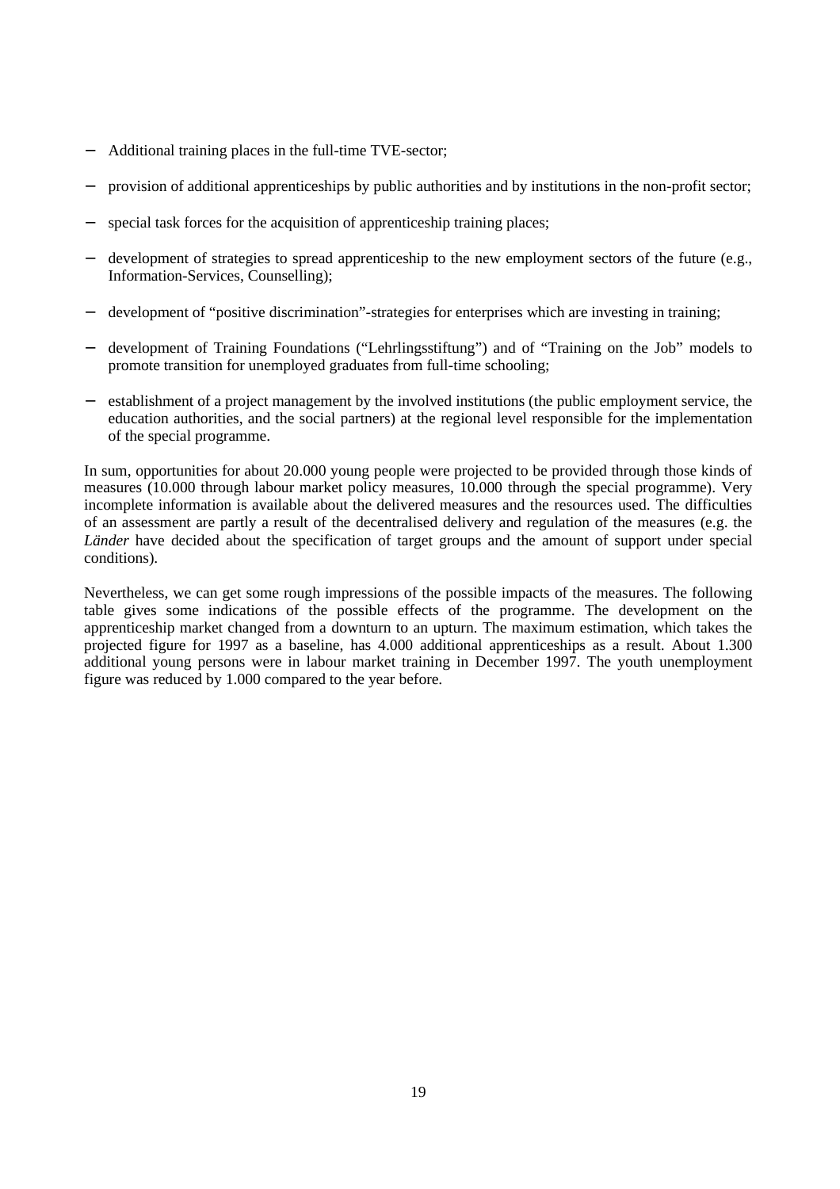- Additional training places in the full-time TVE-sector;
- provision of additional apprenticeships by public authorities and by institutions in the non-profit sector;
- special task forces for the acquisition of apprenticeship training places;
- development of strategies to spread apprenticeship to the new employment sectors of the future (e.g., Information-Services, Counselling);
- development of "positive discrimination"-strategies for enterprises which are investing in training;
- development of Training Foundations ("Lehrlingsstiftung") and of "Training on the Job" models to promote transition for unemployed graduates from full-time schooling;
- establishment of a project management by the involved institutions (the public employment service, the education authorities, and the social partners) at the regional level responsible for the implementation of the special programme.

In sum, opportunities for about 20.000 young people were projected to be provided through those kinds of measures (10.000 through labour market policy measures, 10.000 through the special programme). Very incomplete information is available about the delivered measures and the resources used. The difficulties of an assessment are partly a result of the decentralised delivery and regulation of the measures (e.g. the *Länder* have decided about the specification of target groups and the amount of support under special conditions).

Nevertheless, we can get some rough impressions of the possible impacts of the measures. The following table gives some indications of the possible effects of the programme. The development on the apprenticeship market changed from a downturn to an upturn. The maximum estimation, which takes the projected figure for 1997 as a baseline, has 4.000 additional apprenticeships as a result. About 1.300 additional young persons were in labour market training in December 1997. The youth unemployment figure was reduced by 1.000 compared to the year before.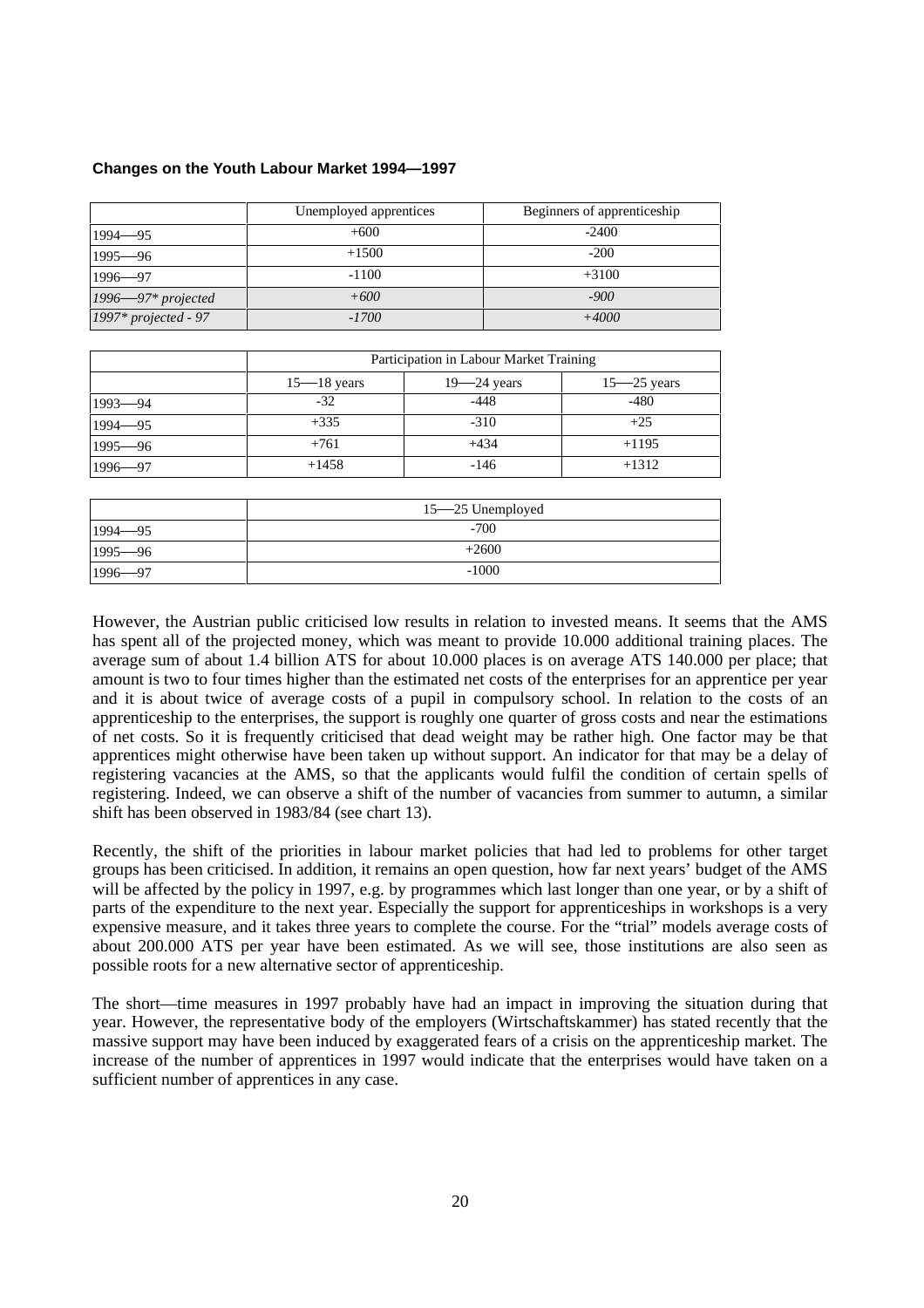**Changes on the Youth Labour Market 1994—1997**

| | Unemployed apprentices | Beginners of apprenticeship |
|---|---|---|
| 1994—95 | +600 | -2400 |
| 1995—96 | +1500 | -200 |
| 1996—97 | -1100 | +3100 |
| *1996—97\* projected* | *+600* | *-900* |
| *1997\* projected - 97* | *-1700* | *+4000* |

| | Participation in Labour Market Training | | |
|---|---|---|---|
| | 15—18 years | 19—24 years | 15—25 years |
| 1993—94 | -32 | -448 | -480 |
| 1994—95 | +335 | -310 | +25 |
| 1995—96 | +761 | +434 | +1195 |
| 1996—97 | +1458 | -146 | +1312 |

| | 15—25 Unemployed |
|---|---|
| 1994—95 | -700 |
| 1995—96 | +2600 |
| 1996—97 | -1000 |

However, the Austrian public criticised low results in relation to invested means. It seems that the AMS has spent all of the projected money, which was meant to provide 10.000 additional training places. The average sum of about 1.4 billion ATS for about 10.000 places is on average ATS 140.000 per place; that amount is two to four times higher than the estimated net costs of the enterprises for an apprentice per year and it is about twice of average costs of a pupil in compulsory school. In relation to the costs of an apprenticeship to the enterprises, the support is roughly one quarter of gross costs and near the estimations of net costs. So it is frequently criticised that dead weight may be rather high. One factor may be that apprentices might otherwise have been taken up without support. An indicator for that may be a delay of registering vacancies at the AMS, so that the applicants would fulfil the condition of certain spells of registering. Indeed, we can observe a shift of the number of vacancies from summer to autumn, a similar shift has been observed in 1983/84 (see chart 13).

Recently, the shift of the priorities in labour market policies that had led to problems for other target groups has been criticised. In addition, it remains an open question, how far next years' budget of the AMS will be affected by the policy in 1997, e.g. by programmes which last longer than one year, or by a shift of parts of the expenditure to the next year. Especially the support for apprenticeships in workshops is a very expensive measure, and it takes three years to complete the course. For the "trial" models average costs of about 200.000 ATS per year have been estimated. As we will see, those institutions are also seen as possible roots for a new alternative sector of apprenticeship.

The short—time measures in 1997 probably have had an impact in improving the situation during that year. However, the representative body of the employers (Wirtschaftskammer) has stated recently that the massive support may have been induced by exaggerated fears of a crisis on the apprenticeship market. The increase of the number of apprentices in 1997 would indicate that the enterprises would have taken on a sufficient number of apprentices in any case.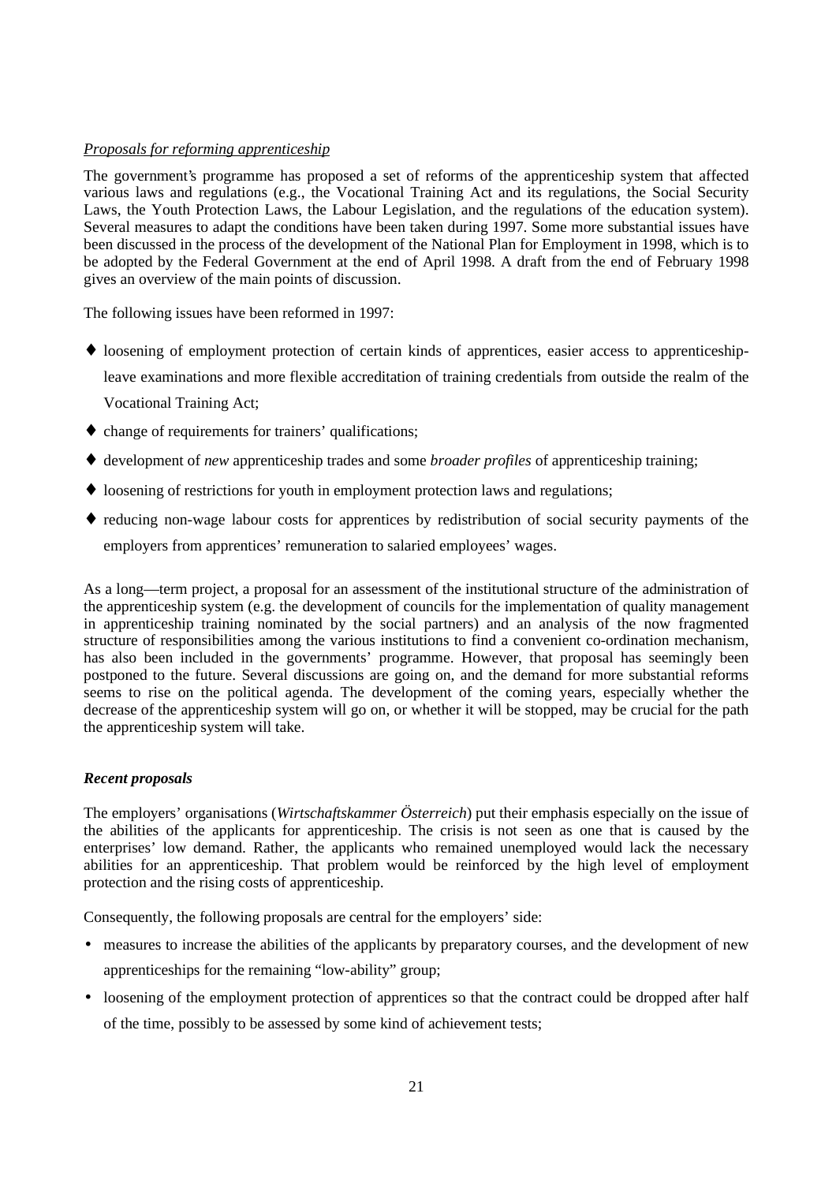*Proposals for reforming apprenticeship*

The government's programme has proposed a set of reforms of the apprenticeship system that affected various laws and regulations (e.g., the Vocational Training Act and its regulations, the Social Security Laws, the Youth Protection Laws, the Labour Legislation, and the regulations of the education system). Several measures to adapt the conditions have been taken during 1997. Some more substantial issues have been discussed in the process of the development of the National Plan for Employment in 1998, which is to be adopted by the Federal Government at the end of April 1998. A draft from the end of February 1998 gives an overview of the main points of discussion.

The following issues have been reformed in 1997:

- loosening of employment protection of certain kinds of apprentices, easier access to apprenticeship-leave examinations and more flexible accreditation of training credentials from outside the realm of the Vocational Training Act;
- change of requirements for trainers' qualifications;
- development of *new* apprenticeship trades and some *broader profiles* of apprenticeship training;
- loosening of restrictions for youth in employment protection laws and regulations;
- reducing non-wage labour costs for apprentices by redistribution of social security payments of the employers from apprentices' remuneration to salaried employees' wages.

As a long—term project, a proposal for an assessment of the institutional structure of the administration of the apprenticeship system (e.g. the development of councils for the implementation of quality management in apprenticeship training nominated by the social partners) and an analysis of the now fragmented structure of responsibilities among the various institutions to find a convenient co-ordination mechanism, has also been included in the governments' programme. However, that proposal has seemingly been postponed to the future. Several discussions are going on, and the demand for more substantial reforms seems to rise on the political agenda. The development of the coming years, especially whether the decrease of the apprenticeship system will go on, or whether it will be stopped, may be crucial for the path the apprenticeship system will take.

***Recent proposals***

The employers' organisations (*Wirtschaftskammer Österreich*) put their emphasis especially on the issue of the abilities of the applicants for apprenticeship. The crisis is not seen as one that is caused by the enterprises' low demand. Rather, the applicants who remained unemployed would lack the necessary abilities for an apprenticeship. That problem would be reinforced by the high level of employment protection and the rising costs of apprenticeship.

Consequently, the following proposals are central for the employers' side:

- measures to increase the abilities of the applicants by preparatory courses, and the development of new apprenticeships for the remaining "low-ability" group;
- loosening of the employment protection of apprentices so that the contract could be dropped after half of the time, possibly to be assessed by some kind of achievement tests;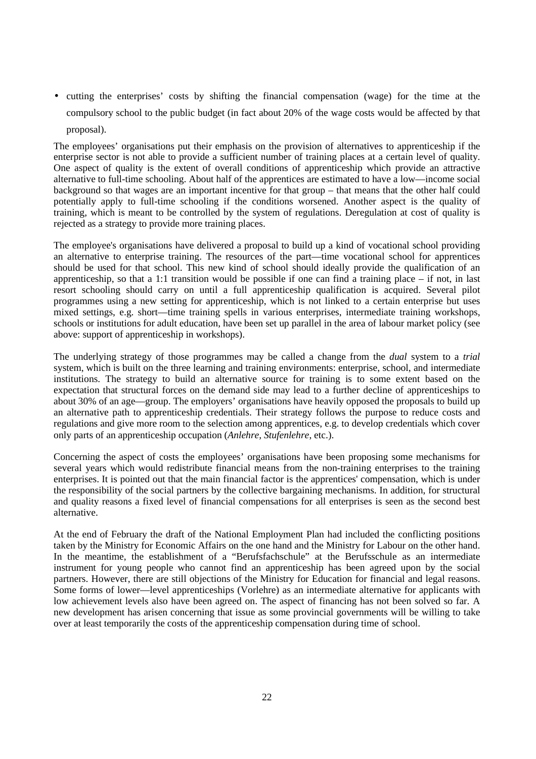- cutting the enterprises' costs by shifting the financial compensation (wage) for the time at the compulsory school to the public budget (in fact about 20% of the wage costs would be affected by that proposal).

The employees' organisations put their emphasis on the provision of alternatives to apprenticeship if the enterprise sector is not able to provide a sufficient number of training places at a certain level of quality. One aspect of quality is the extent of overall conditions of apprenticeship which provide an attractive alternative to full-time schooling. About half of the apprentices are estimated to have a low—income social background so that wages are an important incentive for that group – that means that the other half could potentially apply to full-time schooling if the conditions worsened. Another aspect is the quality of training, which is meant to be controlled by the system of regulations. Deregulation at cost of quality is rejected as a strategy to provide more training places.

The employee's organisations have delivered a proposal to build up a kind of vocational school providing an alternative to enterprise training. The resources of the part—time vocational school for apprentices should be used for that school. This new kind of school should ideally provide the qualification of an apprenticeship, so that a 1:1 transition would be possible if one can find a training place – if not, in last resort schooling should carry on until a full apprenticeship qualification is acquired. Several pilot programmes using a new setting for apprenticeship, which is not linked to a certain enterprise but uses mixed settings, e.g. short—time training spells in various enterprises, intermediate training workshops, schools or institutions for adult education, have been set up parallel in the area of labour market policy (see above: support of apprenticeship in workshops).

The underlying strategy of those programmes may be called a change from the *dual* system to a *trial* system, which is built on the three learning and training environments: enterprise, school, and intermediate institutions. The strategy to build an alternative source for training is to some extent based on the expectation that structural forces on the demand side may lead to a further decline of apprenticeships to about 30% of an age—group. The employers' organisations have heavily opposed the proposals to build up an alternative path to apprenticeship credentials. Their strategy follows the purpose to reduce costs and regulations and give more room to the selection among apprentices, e.g. to develop credentials which cover only parts of an apprenticeship occupation (*Anlehre, Stufenlehre*, etc.).

Concerning the aspect of costs the employees' organisations have been proposing some mechanisms for several years which would redistribute financial means from the non-training enterprises to the training enterprises. It is pointed out that the main financial factor is the apprentices' compensation, which is under the responsibility of the social partners by the collective bargaining mechanisms. In addition, for structural and quality reasons a fixed level of financial compensations for all enterprises is seen as the second best alternative.

At the end of February the draft of the National Employment Plan had included the conflicting positions taken by the Ministry for Economic Affairs on the one hand and the Ministry for Labour on the other hand. In the meantime, the establishment of a "Berufsfachschule" at the Berufsschule as an intermediate instrument for young people who cannot find an apprenticeship has been agreed upon by the social partners. However, there are still objections of the Ministry for Education for financial and legal reasons. Some forms of lower—level apprenticeships (Vorlehre) as an intermediate alternative for applicants with low achievement levels also have been agreed on. The aspect of financing has not been solved so far. A new development has arisen concerning that issue as some provincial governments will be willing to take over at least temporarily the costs of the apprenticeship compensation during time of school.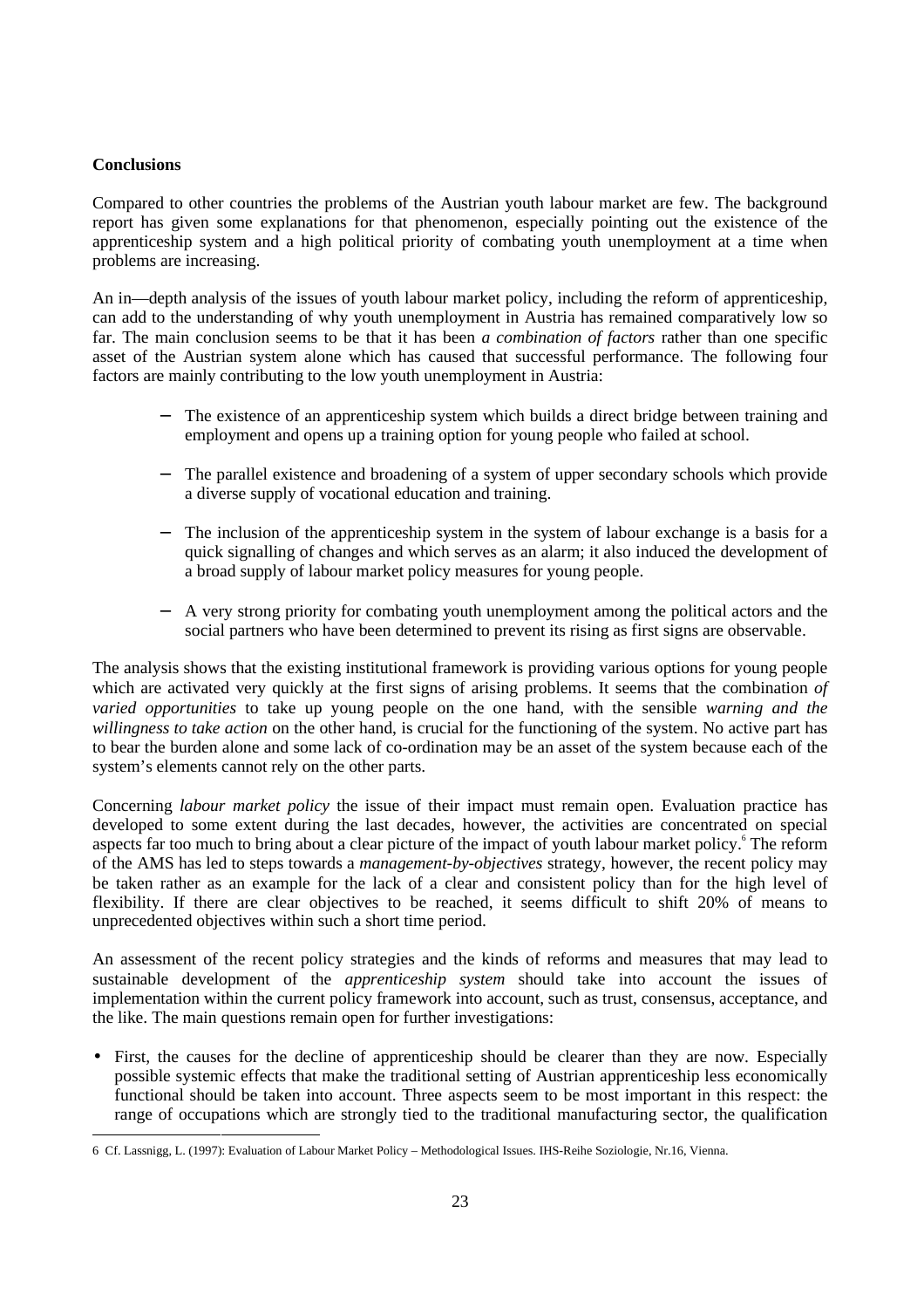**Conclusions**

Compared to other countries the problems of the Austrian youth labour market are few. The background report has given some explanations for that phenomenon, especially pointing out the existence of the apprenticeship system and a high political priority of combating youth unemployment at a time when problems are increasing.

An in—depth analysis of the issues of youth labour market policy, including the reform of apprenticeship, can add to the understanding of why youth unemployment in Austria has remained comparatively low so far. The main conclusion seems to be that it has been *a combination of factors* rather than one specific asset of the Austrian system alone which has caused that successful performance. The following four factors are mainly contributing to the low youth unemployment in Austria:

- The existence of an apprenticeship system which builds a direct bridge between training and employment and opens up a training option for young people who failed at school.
- The parallel existence and broadening of a system of upper secondary schools which provide a diverse supply of vocational education and training.
- The inclusion of the apprenticeship system in the system of labour exchange is a basis for a quick signalling of changes and which serves as an alarm; it also induced the development of a broad supply of labour market policy measures for young people.
- A very strong priority for combating youth unemployment among the political actors and the social partners who have been determined to prevent its rising as first signs are observable.

The analysis shows that the existing institutional framework is providing various options for young people which are activated very quickly at the first signs of arising problems. It seems that the combination *of varied opportunities* to take up young people on the one hand, with the sensible *warning and the willingness to take action* on the other hand, is crucial for the functioning of the system. No active part has to bear the burden alone and some lack of co-ordination may be an asset of the system because each of the system's elements cannot rely on the other parts.

Concerning *labour market policy* the issue of their impact must remain open. Evaluation practice has developed to some extent during the last decades, however, the activities are concentrated on special aspects far too much to bring about a clear picture of the impact of youth labour market policy.[6] The reform of the AMS has led to steps towards a *management-by-objectives* strategy, however, the recent policy may be taken rather as an example for the lack of a clear and consistent policy than for the high level of flexibility. If there are clear objectives to be reached, it seems difficult to shift 20% of means to unprecedented objectives within such a short time period.

An assessment of the recent policy strategies and the kinds of reforms and measures that may lead to sustainable development of the *apprenticeship system* should take into account the issues of implementation within the current policy framework into account, such as trust, consensus, acceptance, and the like. The main questions remain open for further investigations:

- First, the causes for the decline of apprenticeship should be clearer than they are now. Especially possible systemic effects that make the traditional setting of Austrian apprenticeship less economically functional should be taken into account. Three aspects seem to be most important in this respect: the range of occupations which are strongly tied to the traditional manufacturing sector, the qualification

6 Cf. Lassnigg, L. (1997): Evaluation of Labour Market Policy – Methodological Issues. IHS-Reihe Soziologie, Nr.16, Vienna.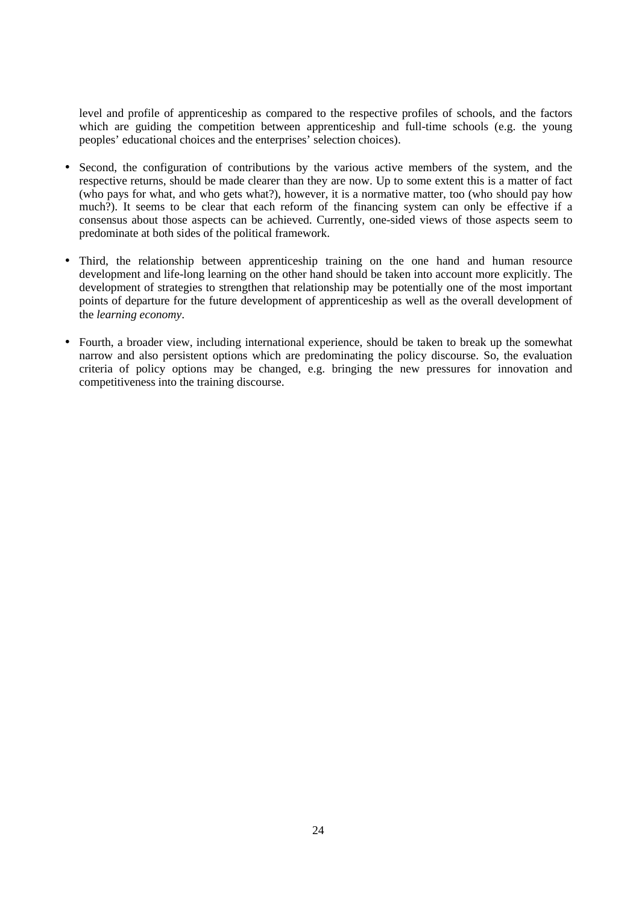level and profile of apprenticeship as compared to the respective profiles of schools, and the factors which are guiding the competition between apprenticeship and full-time schools (e.g. the young peoples' educational choices and the enterprises' selection choices).

- Second, the configuration of contributions by the various active members of the system, and the respective returns, should be made clearer than they are now. Up to some extent this is a matter of fact (who pays for what, and who gets what?), however, it is a normative matter, too (who should pay how much?). It seems to be clear that each reform of the financing system can only be effective if a consensus about those aspects can be achieved. Currently, one-sided views of those aspects seem to predominate at both sides of the political framework.

- Third, the relationship between apprenticeship training on the one hand and human resource development and life-long learning on the other hand should be taken into account more explicitly. The development of strategies to strengthen that relationship may be potentially one of the most important points of departure for the future development of apprenticeship as well as the overall development of the *learning economy*.

- Fourth, a broader view, including international experience, should be taken to break up the somewhat narrow and also persistent options which are predominating the policy discourse. So, the evaluation criteria of policy options may be changed, e.g. bringing the new pressures for innovation and competitiveness into the training discourse.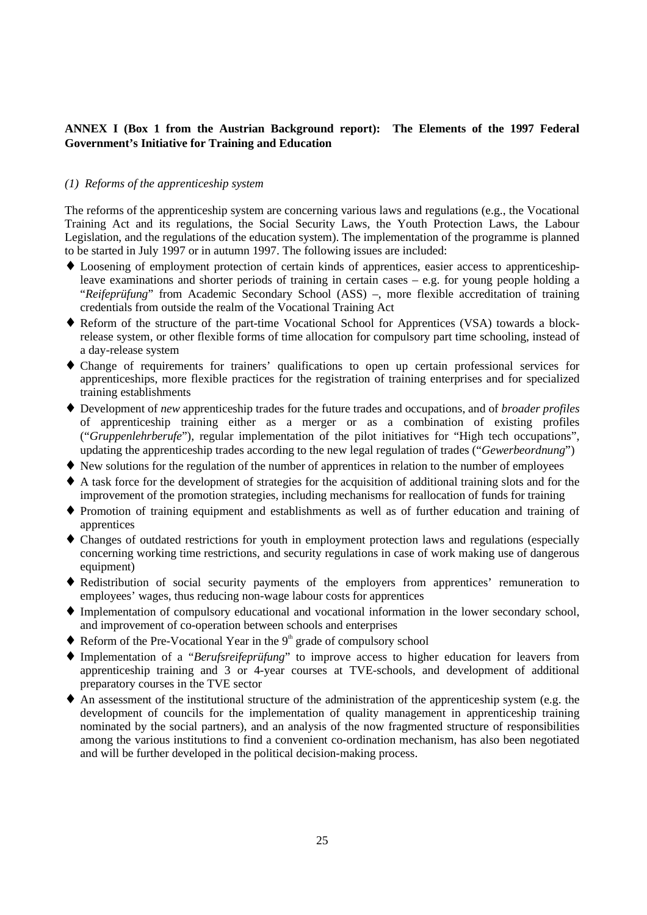**ANNEX I (Box 1 from the Austrian Background report): The Elements of the 1997 Federal Government's Initiative for Training and Education**

*(1) Reforms of the apprenticeship system*

The reforms of the apprenticeship system are concerning various laws and regulations (e.g., the Vocational Training Act and its regulations, the Social Security Laws, the Youth Protection Laws, the Labour Legislation, and the regulations of the education system). The implementation of the programme is planned to be started in July 1997 or in autumn 1997. The following issues are included:

- Loosening of employment protection of certain kinds of apprentices, easier access to apprenticeship-leave examinations and shorter periods of training in certain cases – e.g. for young people holding a "*Reifeprüfung*" from Academic Secondary School (ASS) –, more flexible accreditation of training credentials from outside the realm of the Vocational Training Act
- Reform of the structure of the part-time Vocational School for Apprentices (VSA) towards a block-release system, or other flexible forms of time allocation for compulsory part time schooling, instead of a day-release system
- Change of requirements for trainers' qualifications to open up certain professional services for apprenticeships, more flexible practices for the registration of training enterprises and for specialized training establishments
- Development of *new* apprenticeship trades for the future trades and occupations, and of *broader profiles* of apprenticeship training either as a merger or as a combination of existing profiles ("*Gruppenlehrberufe*"), regular implementation of the pilot initiatives for "High tech occupations", updating the apprenticeship trades according to the new legal regulation of trades ("*Gewerbeordnung*")
- New solutions for the regulation of the number of apprentices in relation to the number of employees
- A task force for the development of strategies for the acquisition of additional training slots and for the improvement of the promotion strategies, including mechanisms for reallocation of funds for training
- Promotion of training equipment and establishments as well as of further education and training of apprentices
- Changes of outdated restrictions for youth in employment protection laws and regulations (especially concerning working time restrictions, and security regulations in case of work making use of dangerous equipment)
- Redistribution of social security payments of the employers from apprentices' remuneration to employees' wages, thus reducing non-wage labour costs for apprentices
- Implementation of compulsory educational and vocational information in the lower secondary school, and improvement of co-operation between schools and enterprises
- Reform of the Pre-Vocational Year in the 9th grade of compulsory school
- Implementation of a "*Berufsreifeprüfung*" to improve access to higher education for leavers from apprenticeship training and 3 or 4-year courses at TVE-schools, and development of additional preparatory courses in the TVE sector
- An assessment of the institutional structure of the administration of the apprenticeship system (e.g. the development of councils for the implementation of quality management in apprenticeship training nominated by the social partners), and an analysis of the now fragmented structure of responsibilities among the various institutions to find a convenient co-ordination mechanism, has also been negotiated and will be further developed in the political decision-making process.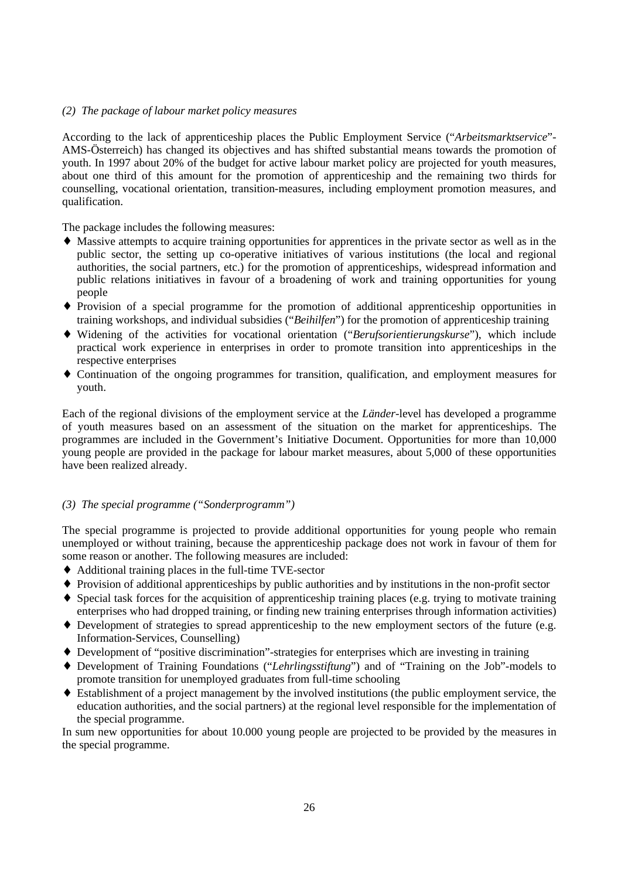*(2) The package of labour market policy measures*

According to the lack of apprenticeship places the Public Employment Service ("*Arbeitsmarktservice*"-AMS-Österreich) has changed its objectives and has shifted substantial means towards the promotion of youth. In 1997 about 20% of the budget for active labour market policy are projected for youth measures, about one third of this amount for the promotion of apprenticeship and the remaining two thirds for counselling, vocational orientation, transition-measures, including employment promotion measures, and qualification.

The package includes the following measures:

- Massive attempts to acquire training opportunities for apprentices in the private sector as well as in the public sector, the setting up co-operative initiatives of various institutions (the local and regional authorities, the social partners, etc.) for the promotion of apprenticeships, widespread information and public relations initiatives in favour of a broadening of work and training opportunities for young people
- Provision of a special programme for the promotion of additional apprenticeship opportunities in training workshops, and individual subsidies ("*Beihilfen*") for the promotion of apprenticeship training
- Widening of the activities for vocational orientation ("*Berufsorientierungskurse*"), which include practical work experience in enterprises in order to promote transition into apprenticeships in the respective enterprises
- Continuation of the ongoing programmes for transition, qualification, and employment measures for youth.

Each of the regional divisions of the employment service at the *Länder*-level has developed a programme of youth measures based on an assessment of the situation on the market for apprenticeships. The programmes are included in the Government's Initiative Document. Opportunities for more than 10,000 young people are provided in the package for labour market measures, about 5,000 of these opportunities have been realized already.

*(3) The special programme ("Sonderprogramm")*

The special programme is projected to provide additional opportunities for young people who remain unemployed or without training, because the apprenticeship package does not work in favour of them for some reason or another. The following measures are included:

- Additional training places in the full-time TVE-sector
- Provision of additional apprenticeships by public authorities and by institutions in the non-profit sector
- Special task forces for the acquisition of apprenticeship training places (e.g. trying to motivate training enterprises who had dropped training, or finding new training enterprises through information activities)
- Development of strategies to spread apprenticeship to the new employment sectors of the future (e.g. Information-Services, Counselling)
- Development of "positive discrimination"-strategies for enterprises which are investing in training
- Development of Training Foundations ("*Lehrlingsstiftung*") and of "Training on the Job"-models to promote transition for unemployed graduates from full-time schooling
- Establishment of a project management by the involved institutions (the public employment service, the education authorities, and the social partners) at the regional level responsible for the implementation of the special programme.

In sum new opportunities for about 10.000 young people are projected to be provided by the measures in the special programme.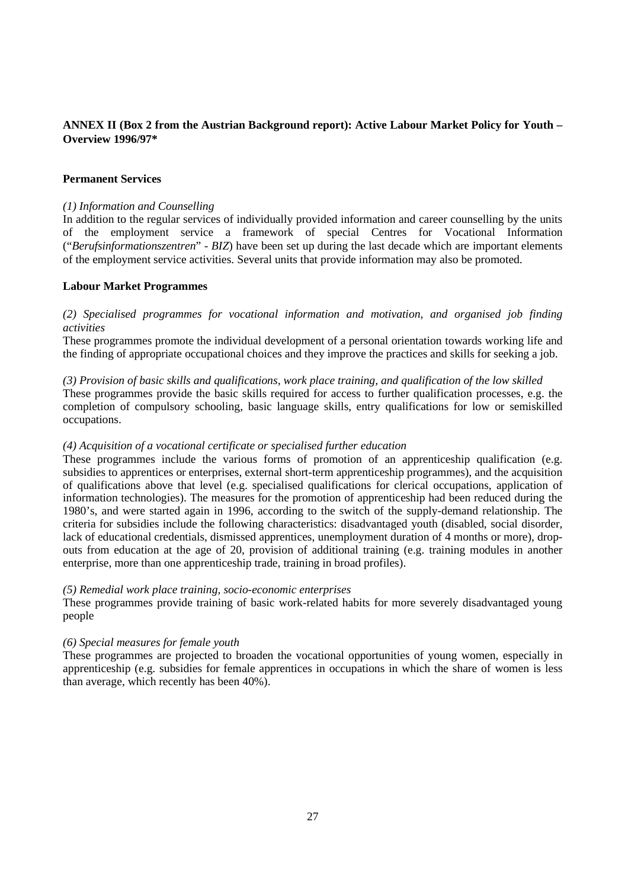**ANNEX II (Box 2 from the Austrian Background report): Active Labour Market Policy for Youth – Overview 1996/97***

**Permanent Services**

*(1) Information and Counselling*

In addition to the regular services of individually provided information and career counselling by the units of the employment service a framework of special Centres for Vocational Information ("*Berufsinformationszentren*" - *BIZ*) have been set up during the last decade which are important elements of the employment service activities. Several units that provide information may also be promoted.

**Labour Market Programmes**

*(2) Specialised programmes for vocational information and motivation, and organised job finding activities*

These programmes promote the individual development of a personal orientation towards working life and the finding of appropriate occupational choices and they improve the practices and skills for seeking a job.

*(3) Provision of basic skills and qualifications, work place training, and qualification of the low skilled*

These programmes provide the basic skills required for access to further qualification processes, e.g. the completion of compulsory schooling, basic language skills, entry qualifications for low or semiskilled occupations.

*(4) Acquisition of a vocational certificate or specialised further education*

These programmes include the various forms of promotion of an apprenticeship qualification (e.g. subsidies to apprentices or enterprises, external short-term apprenticeship programmes), and the acquisition of qualifications above that level (e.g. specialised qualifications for clerical occupations, application of information technologies). The measures for the promotion of apprenticeship had been reduced during the 1980's, and were started again in 1996, according to the switch of the supply-demand relationship. The criteria for subsidies include the following characteristics: disadvantaged youth (disabled, social disorder, lack of educational credentials, dismissed apprentices, unemployment duration of 4 months or more), drop-outs from education at the age of 20, provision of additional training (e.g. training modules in another enterprise, more than one apprenticeship trade, training in broad profiles).

*(5) Remedial work place training, socio-economic enterprises*

These programmes provide training of basic work-related habits for more severely disadvantaged young people

*(6) Special measures for female youth*

These programmes are projected to broaden the vocational opportunities of young women, especially in apprenticeship (e.g. subsidies for female apprentices in occupations in which the share of women is less than average, which recently has been 40%).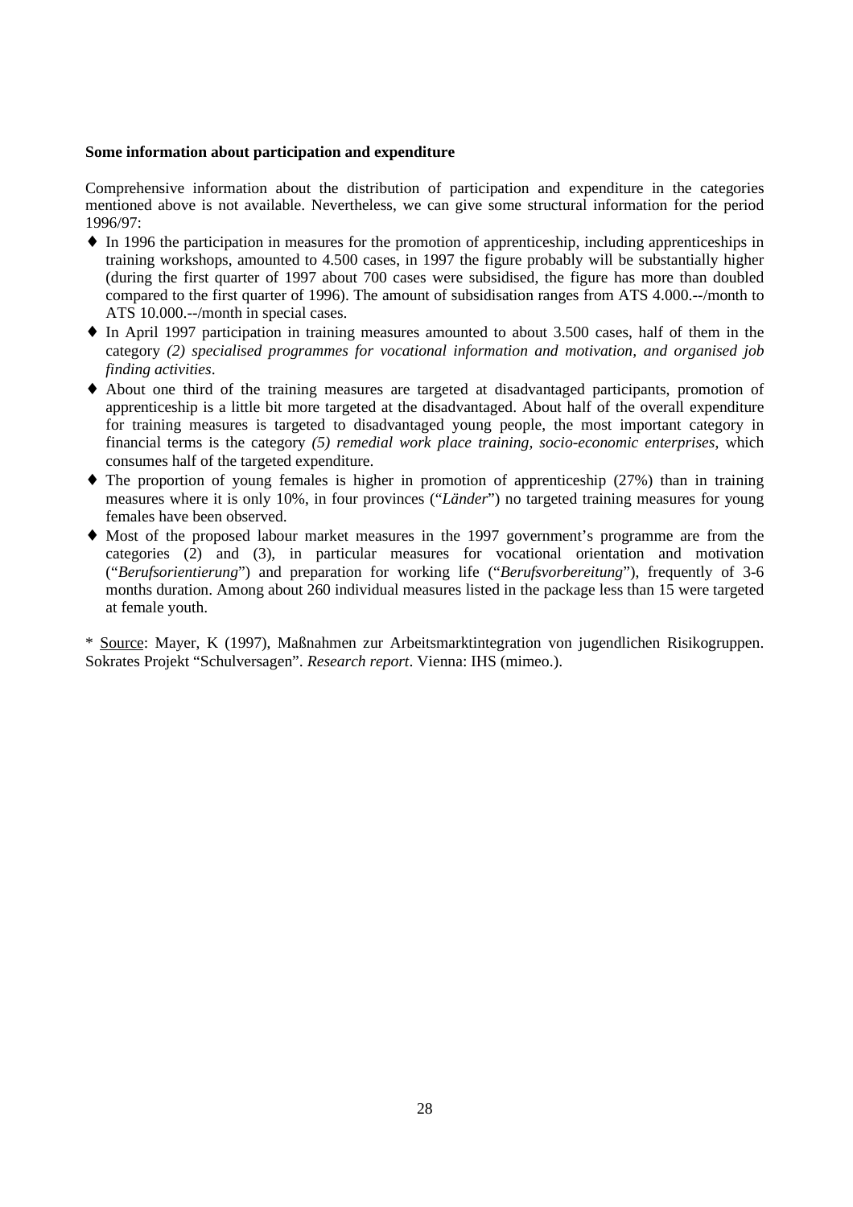**Some information about participation and expenditure**

Comprehensive information about the distribution of participation and expenditure in the categories mentioned above is not available. Nevertheless, we can give some structural information for the period 1996/97:

- In 1996 the participation in measures for the promotion of apprenticeship, including apprenticeships in training workshops, amounted to 4.500 cases, in 1997 the figure probably will be substantially higher (during the first quarter of 1997 about 700 cases were subsidised, the figure has more than doubled compared to the first quarter of 1996). The amount of subsidisation ranges from ATS 4.000.--/month to ATS 10.000.--/month in special cases.
- In April 1997 participation in training measures amounted to about 3.500 cases, half of them in the category *(2) specialised programmes for vocational information and motivation, and organised job finding activities*.
- About one third of the training measures are targeted at disadvantaged participants, promotion of apprenticeship is a little bit more targeted at the disadvantaged. About half of the overall expenditure for training measures is targeted to disadvantaged young people, the most important category in financial terms is the category *(5) remedial work place training, socio-economic enterprises*, which consumes half of the targeted expenditure.
- The proportion of young females is higher in promotion of apprenticeship (27%) than in training measures where it is only 10%, in four provinces ("*Länder*") no targeted training measures for young females have been observed.
- Most of the proposed labour market measures in the 1997 government's programme are from the categories (2) and (3), in particular measures for vocational orientation and motivation ("*Berufsorientierung*") and preparation for working life ("*Berufsvorbereitung*"), frequently of 3-6 months duration. Among about 260 individual measures listed in the package less than 15 were targeted at female youth.

\* Source: Mayer, K (1997), Maßnahmen zur Arbeitsmarktintegration von jugendlichen Risikogruppen. Sokrates Projekt "Schulversagen". *Research report*. Vienna: IHS (mimeo.).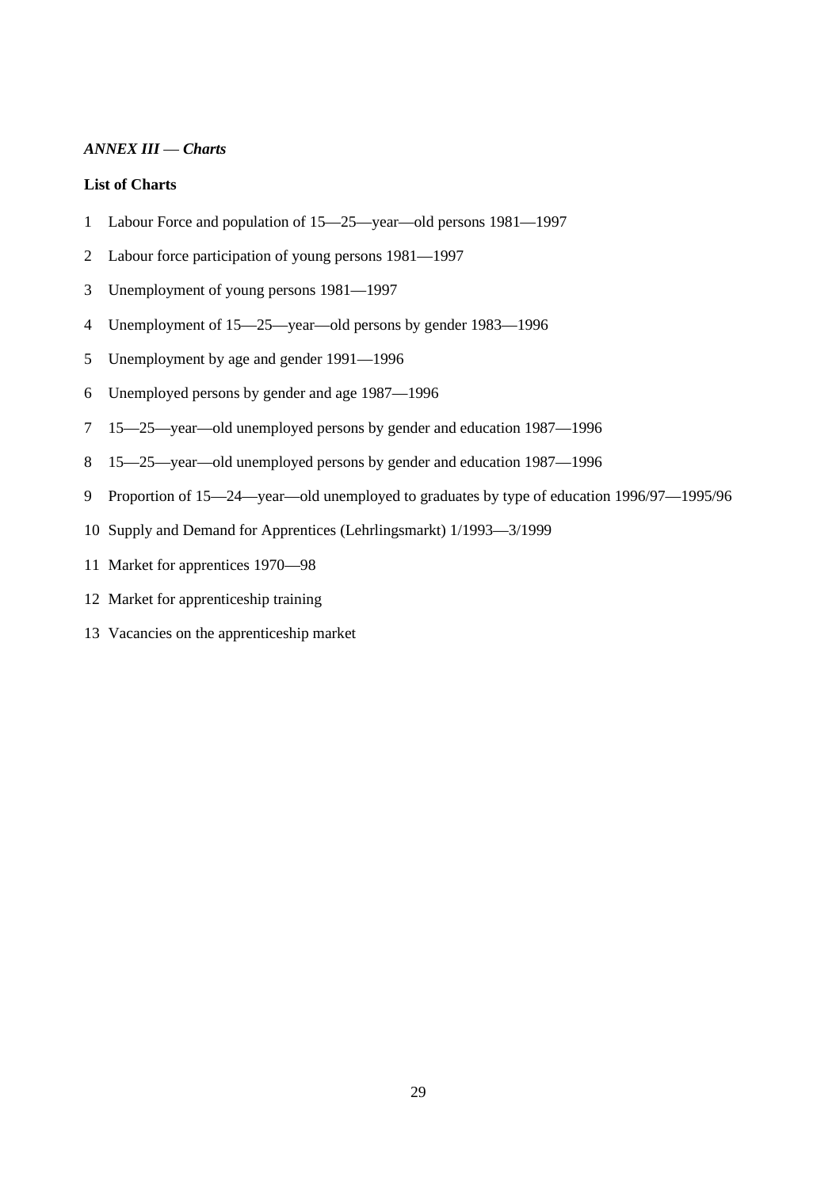## *ANNEX III — Charts*

**List of Charts**

1 Labour Force and population of 15—25—year—old persons 1981—1997

2 Labour force participation of young persons 1981—1997

3 Unemployment of young persons 1981—1997

4 Unemployment of 15—25—year—old persons by gender 1983—1996

5 Unemployment by age and gender 1991—1996

6 Unemployed persons by gender and age 1987—1996

7 15—25—year—old unemployed persons by gender and education 1987—1996

8 15—25—year—old unemployed persons by gender and education 1987—1996

9 Proportion of 15—24—year—old unemployed to graduates by type of education 1996/97—1995/96

10 Supply and Demand for Apprentices (Lehrlingsmarkt) 1/1993—3/1999

11 Market for apprentices 1970—98

12 Market for apprenticeship training

13 Vacancies on the apprenticeship market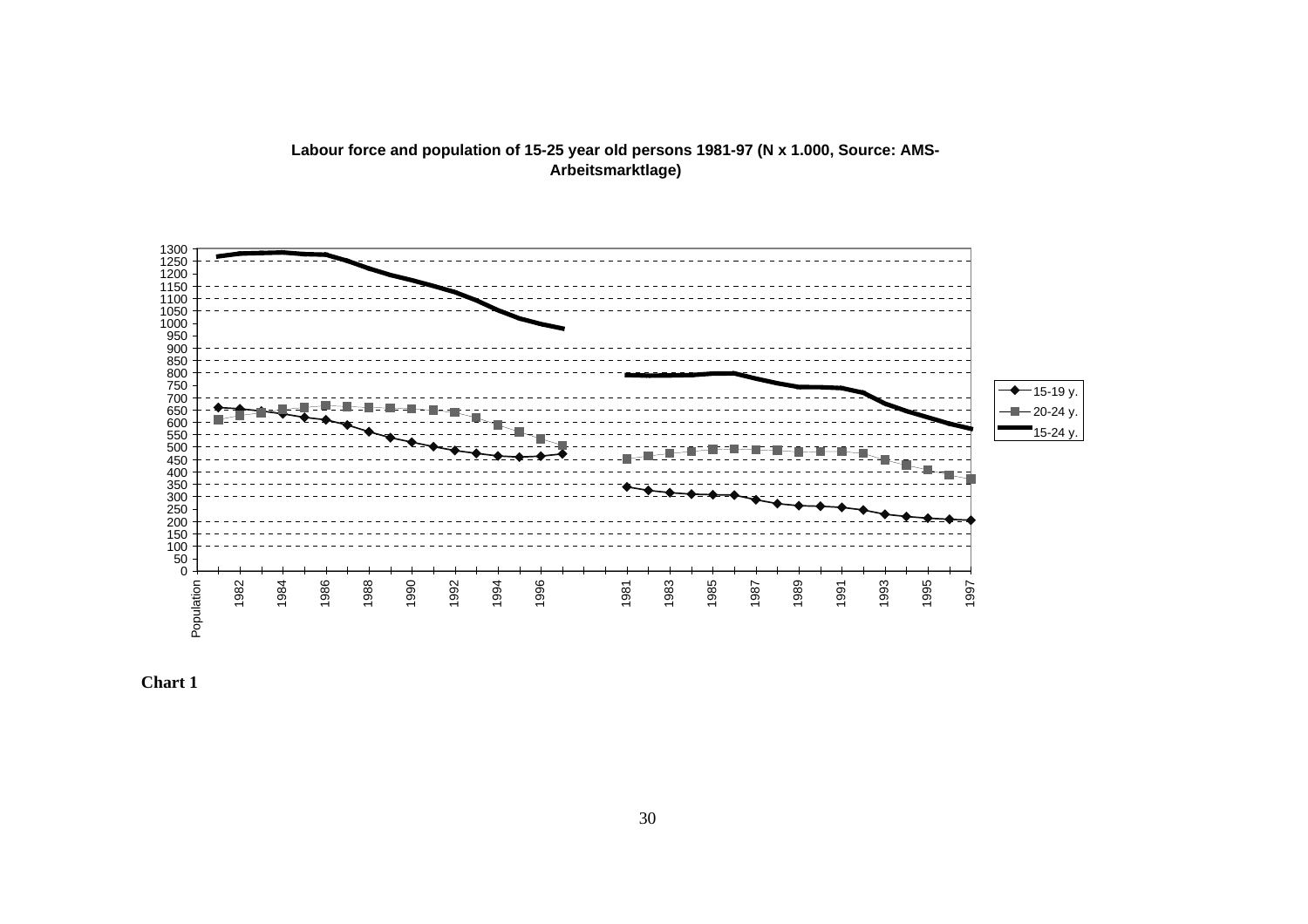**Labour force and population of 15-25 year old persons 1981-97 (N x 1.000, Source: AMS-Arbeitsmarktlage)**

**Chart 1**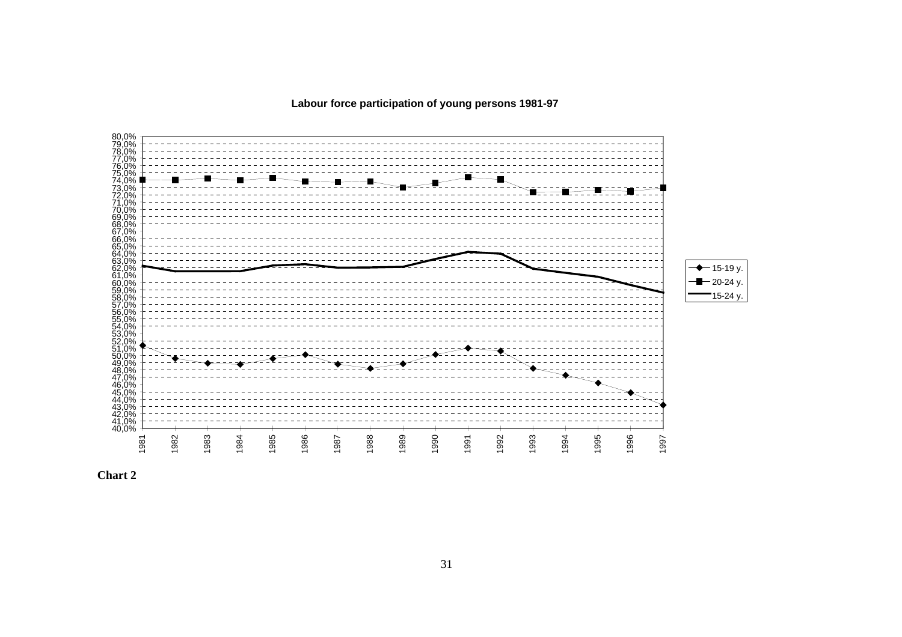**Labour force participation of young persons 1981-97**

**Chart 2**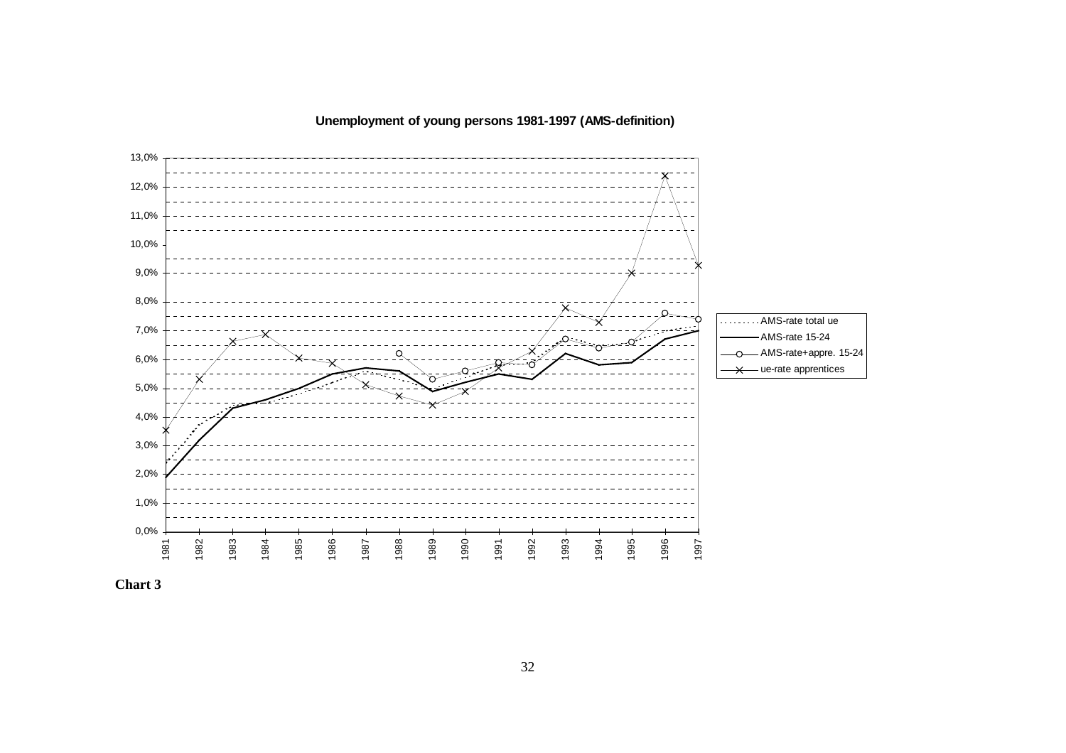**Unemployment of young persons 1981-1997 (AMS-definition)**

**Chart 3**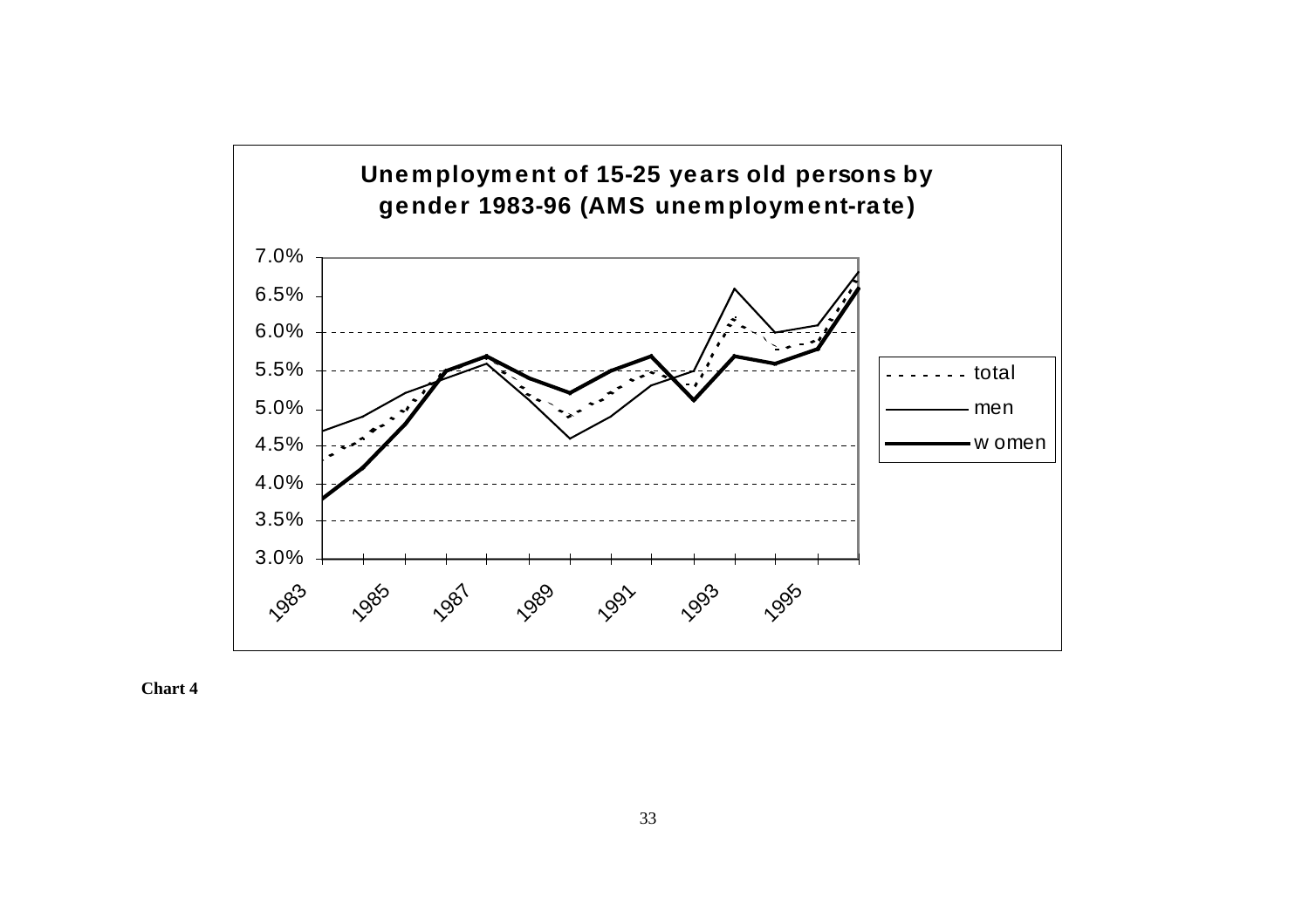**Unemployment of 15-25 years old persons by gender 1983-96 (AMS unemployment-rate)**

**Chart 4**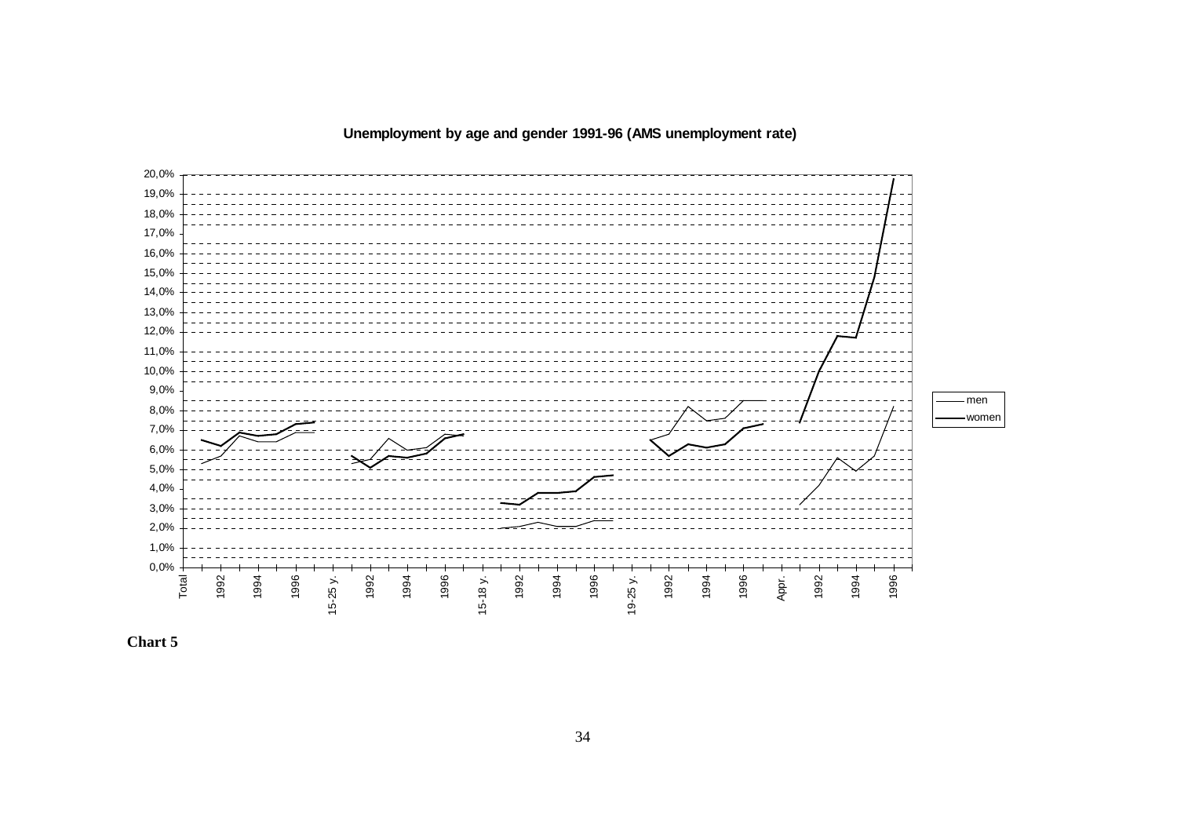**Unemployment by age and gender 1991-96 (AMS unemployment rate)**

**Chart 5**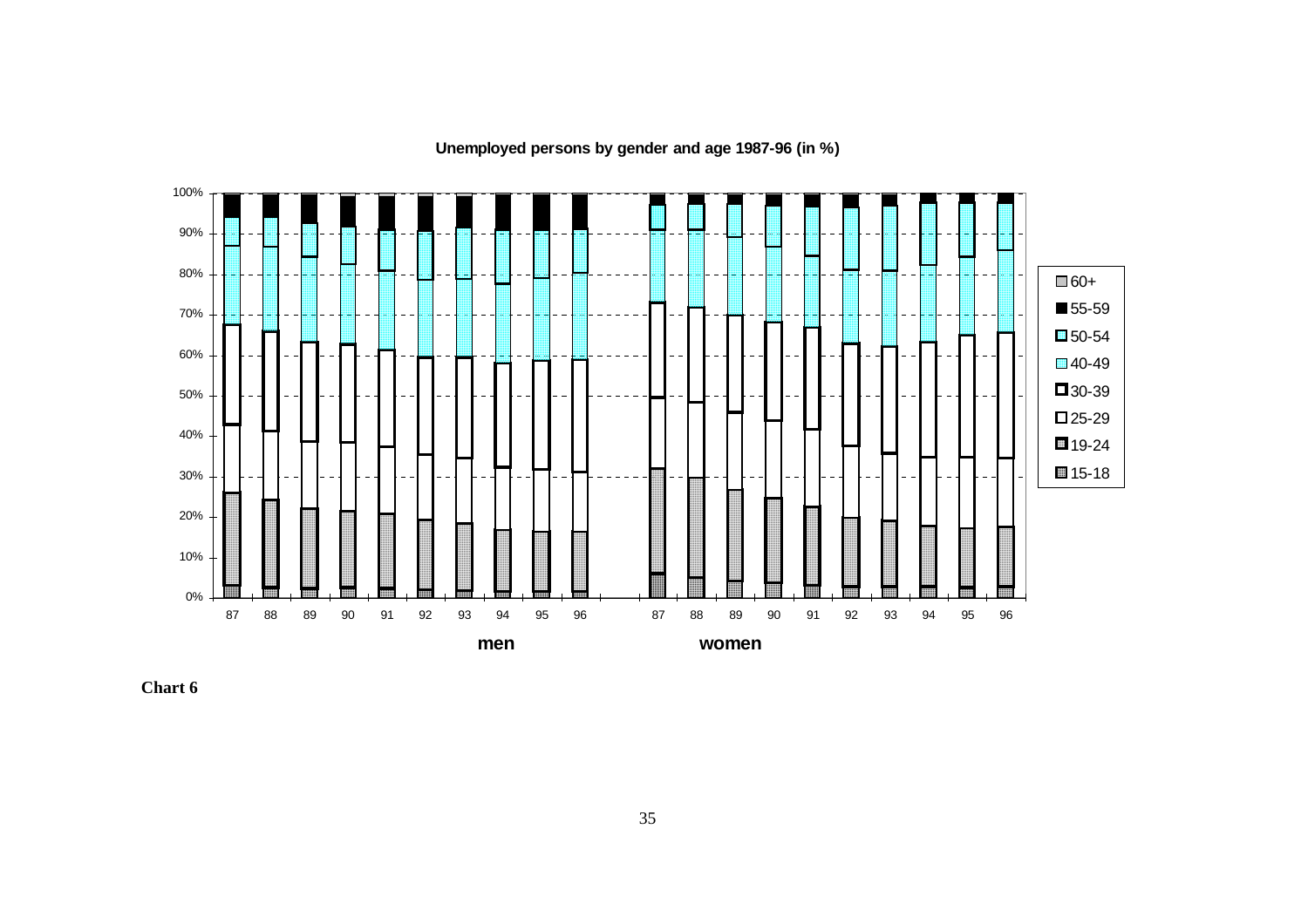**Unemployed persons by gender and age 1987-96 (in %)**

Chart 6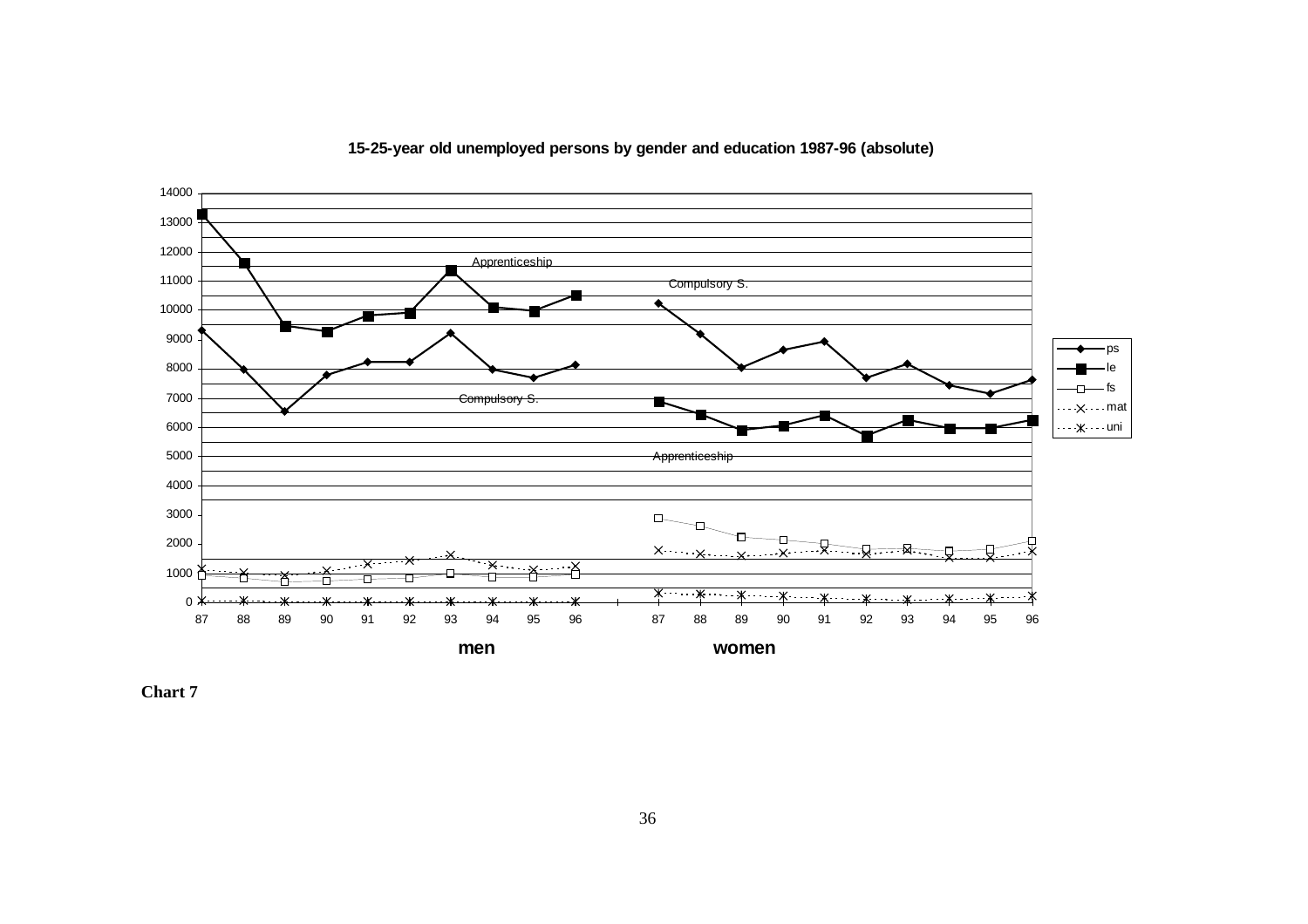**15-25-year old unemployed persons by gender and education 1987-96 (absolute)**

**Chart 7**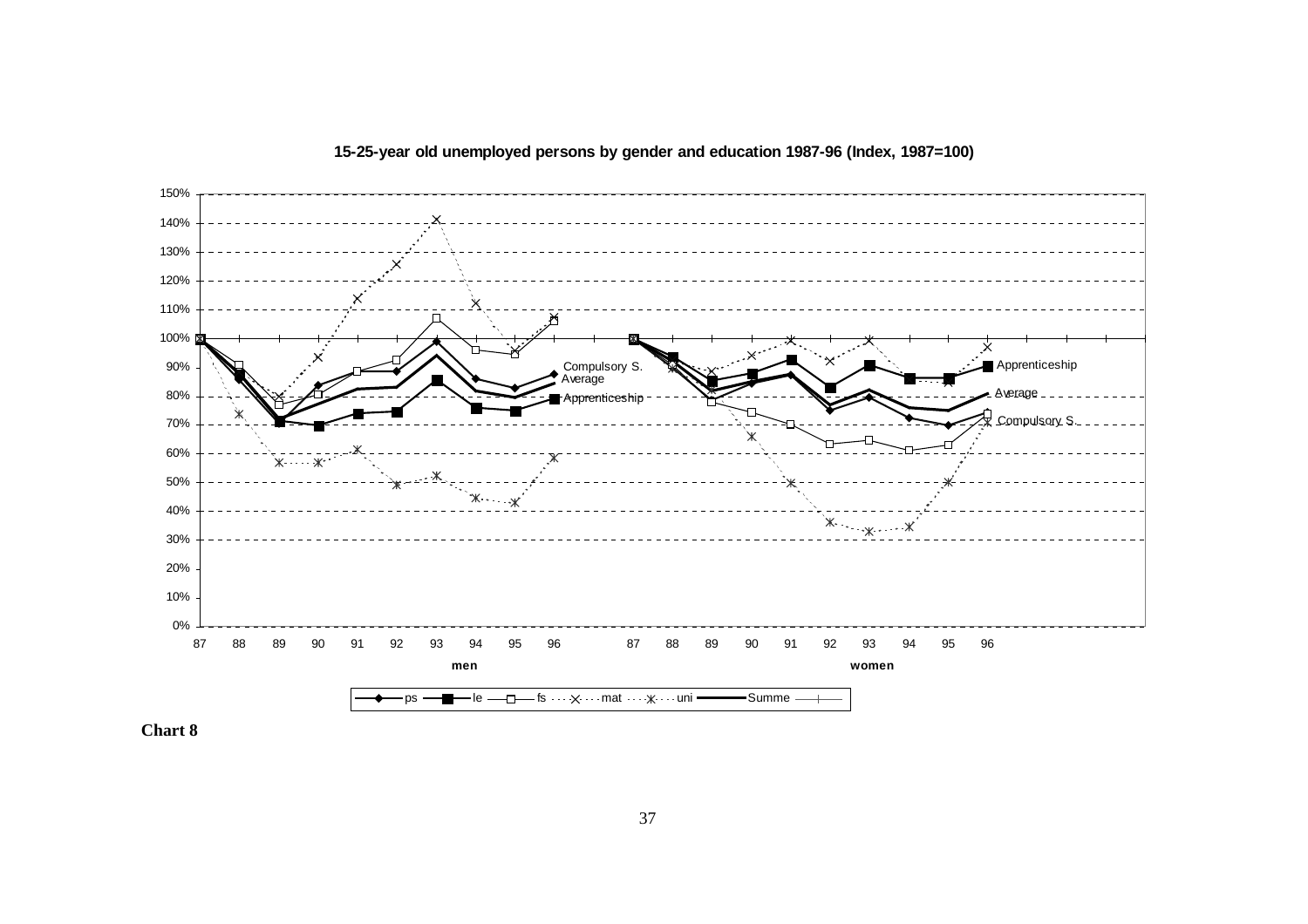**15-25-year old unemployed persons by gender and education 1987-96 (Index, 1987=100)**

**Chart 8**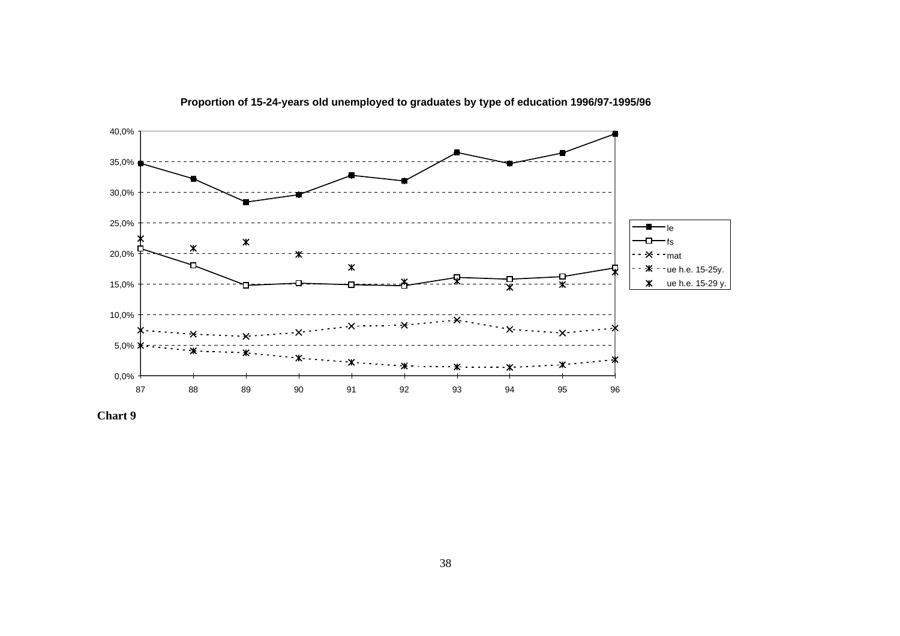**Proportion of 15-24-years old unemployed to graduates by type of education 1996/97-1995/96**

**Chart 9**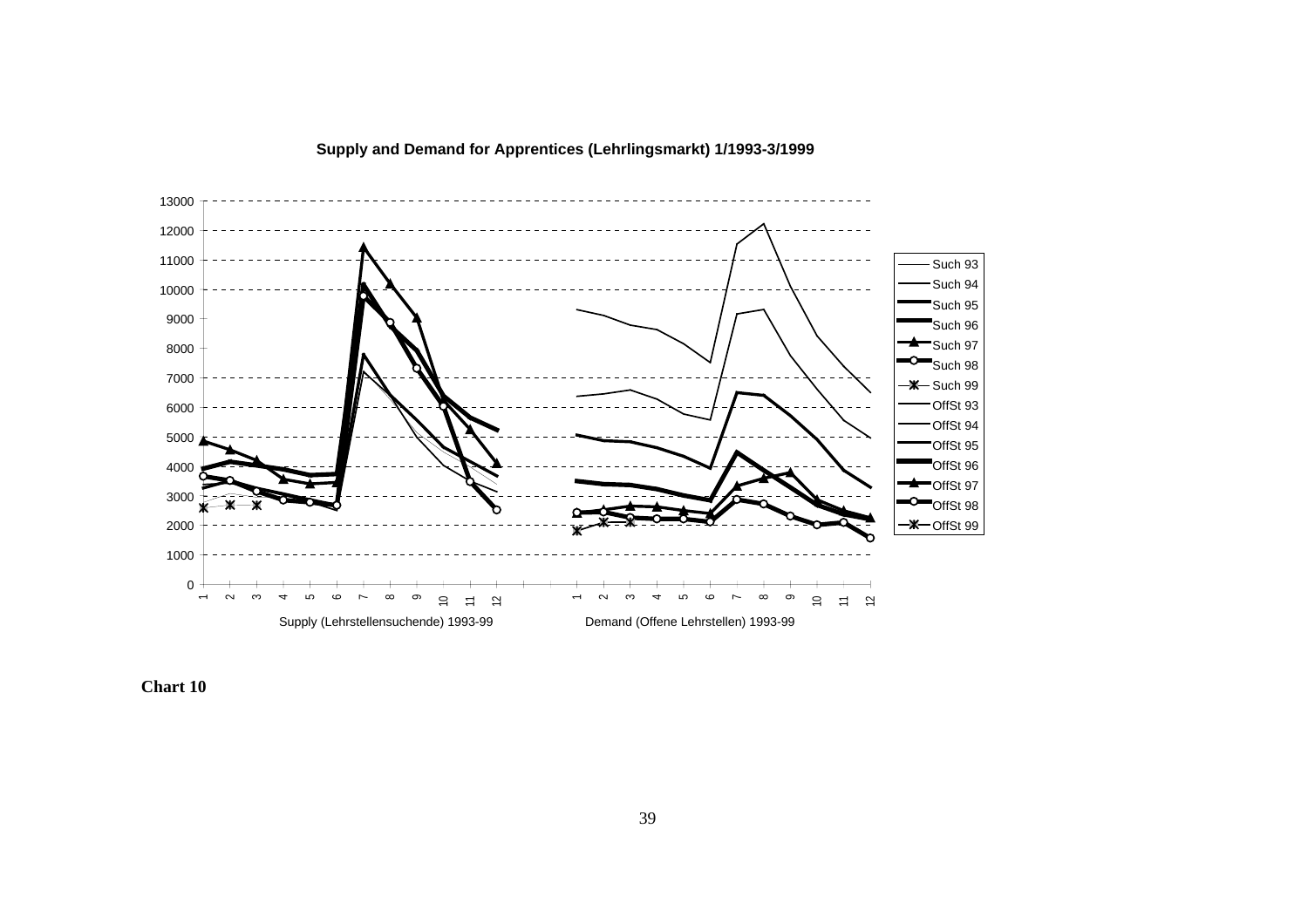**Supply and Demand for Apprentices (Lehrlingsmarkt) 1/1993-3/1999**

Supply (Lehrstellensuchende) 1993-99

Demand (Offene Lehrstellen) 1993-99

Such 93, Such 94, Such 95, Such 96, Such 97, Such 98, Such 99, OffSt 93, OffSt 94, OffSt 95, OffSt 96, OffSt 97, OffSt 98, OffSt 99

**Chart 10**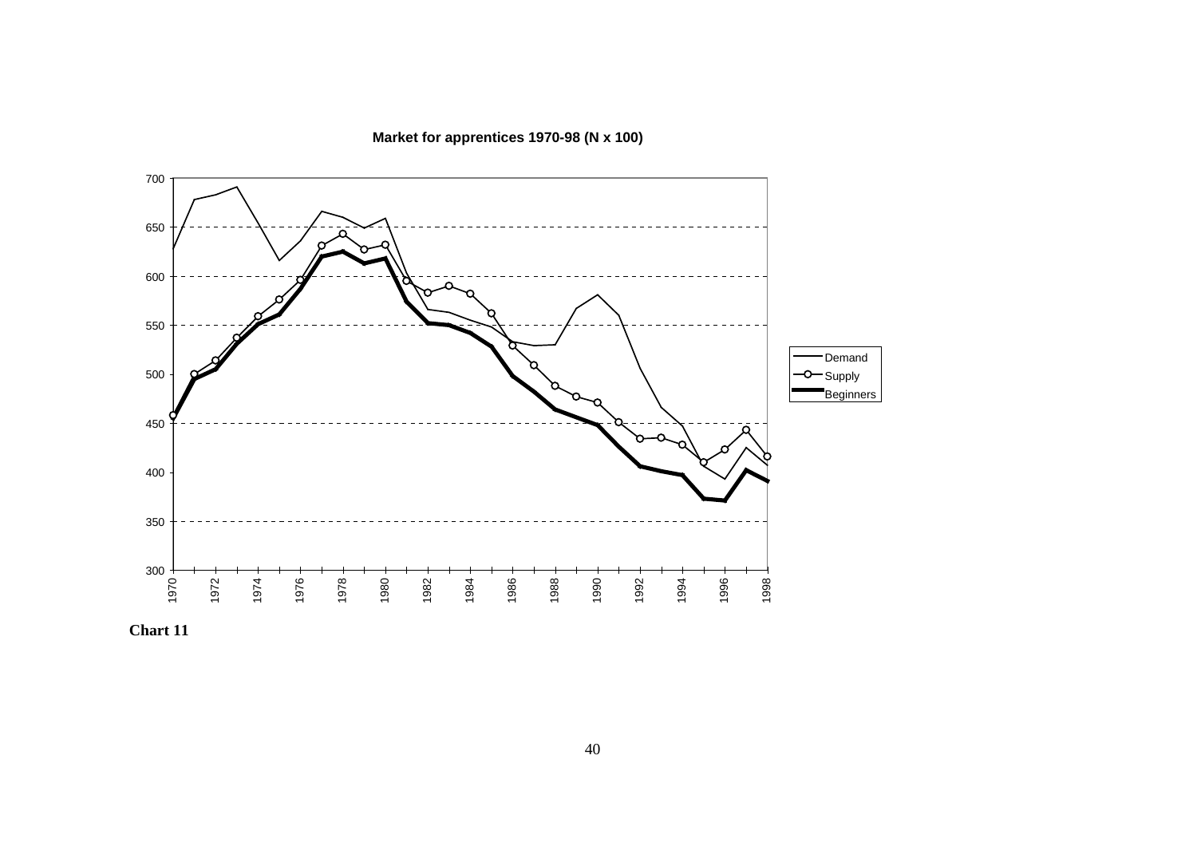**Market for apprentices 1970-98 (N x 100)**

**Chart 11**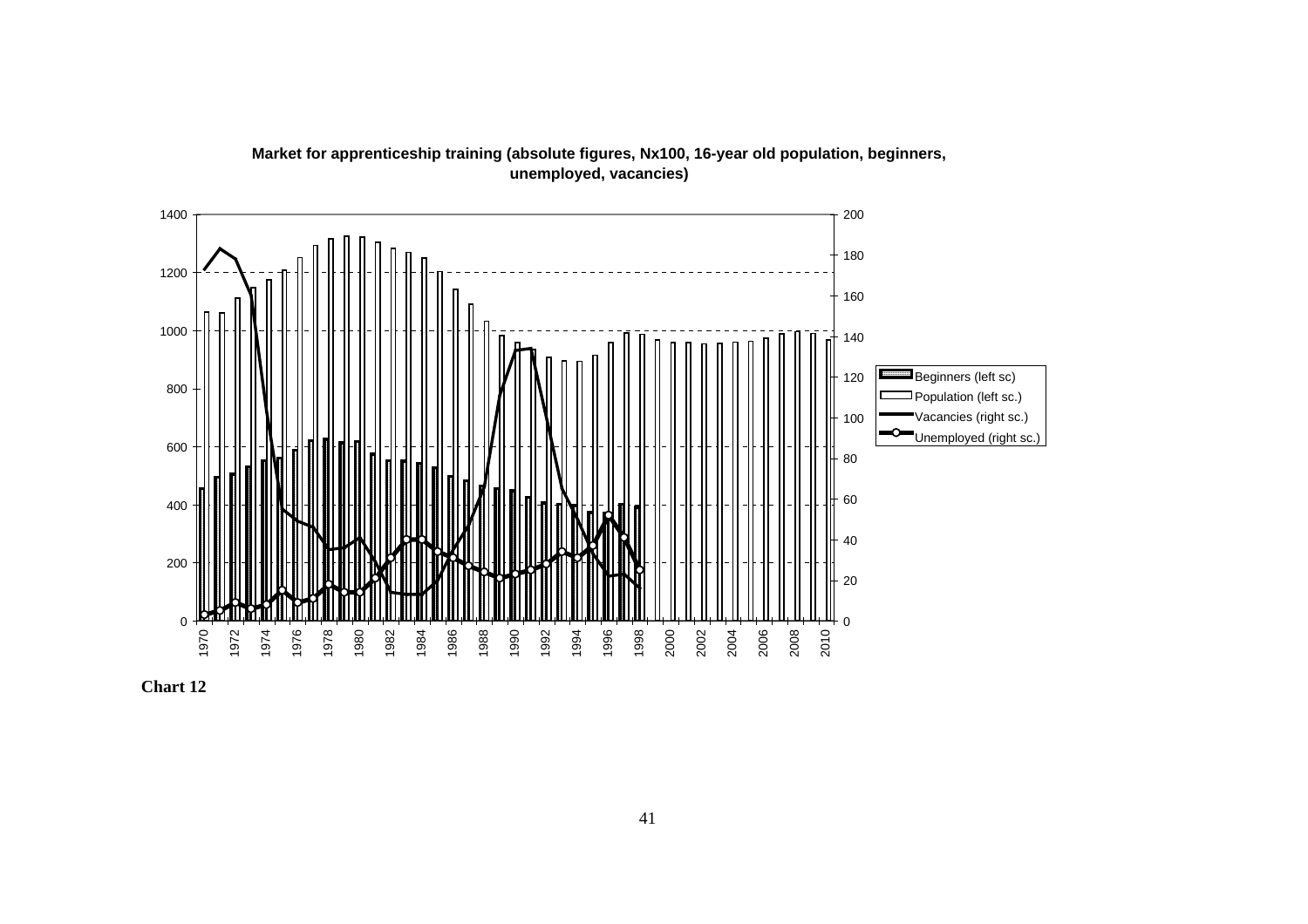**Market for apprenticeship training (absolute figures, Nx100, 16-year old population, beginners, unemployed, vacancies)**

Chart 12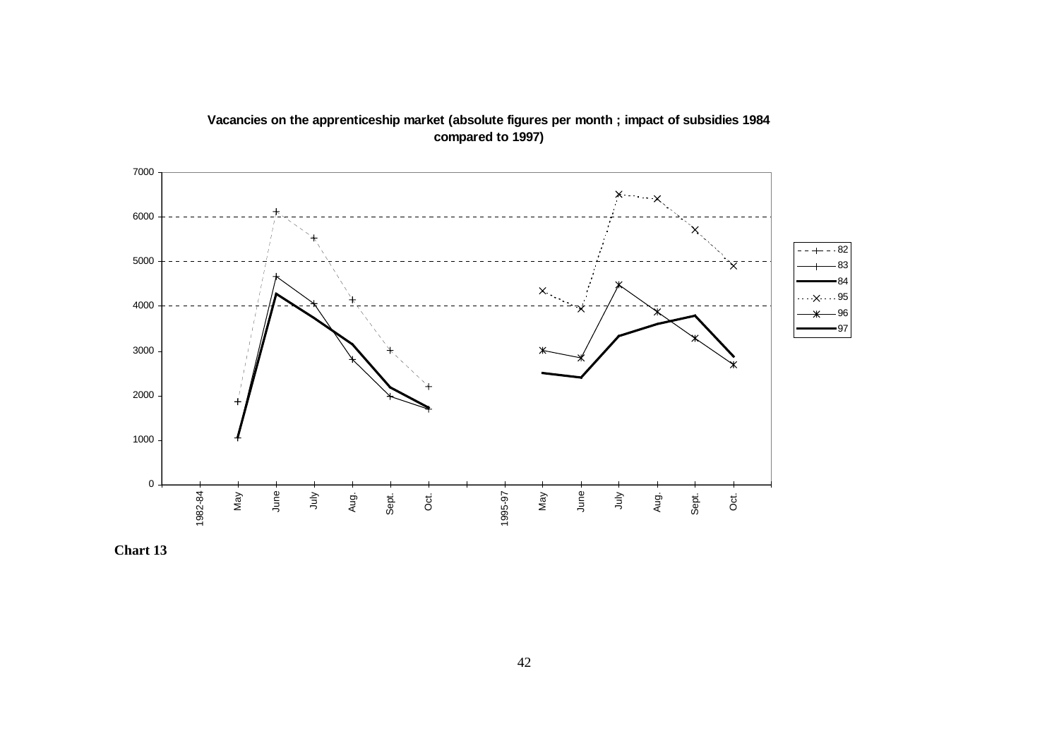**Vacancies on the apprenticeship market (absolute figures per month ; impact of subsidies 1984 compared to 1997)**

7000
6000
5000
4000
3000
2000
1000
0

1982-84
May
June
July
Aug.
Sept.
Oct.
1995-97
May
June
July
Aug.
Sept.
Oct.

82
83
84
95
96
97

**Chart 13**